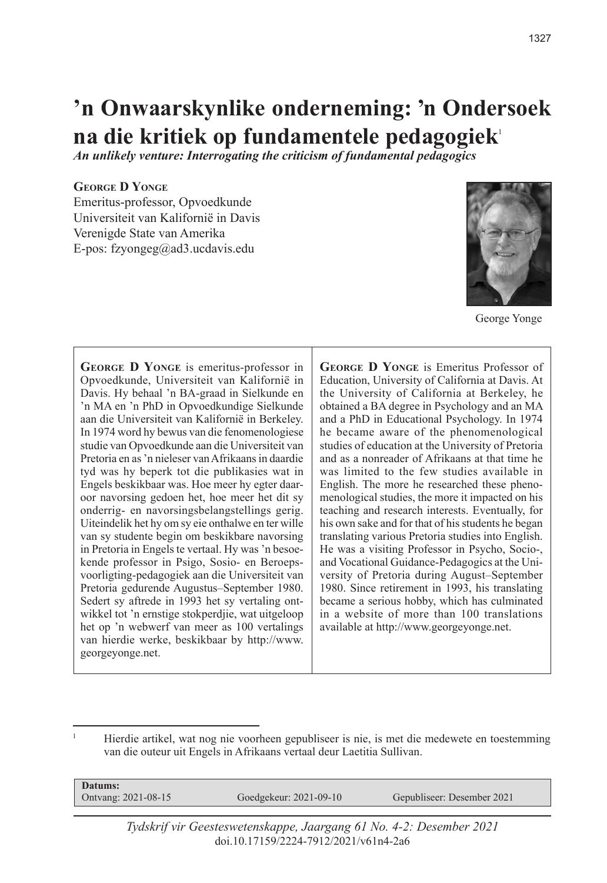# ’n Onwaarskynlike onderneming: ’n Ondersoek na die kritiek op fundamentele pedagogiek[1]

*An unlikely venture: Interrogating the criticism of fundamental pedagogics*

**George D Yonge**
Emeritus-professor, Opvoedkunde
Universiteit van Kalifornië in Davis
Verenigde State van Amerika
E-pos: fzyongeg@ad3.ucdavis.edu

George Yonge

**George D Yonge** is emeritus-professor in Opvoedkunde, Universiteit van Kalifornië in Davis. Hy behaal ’n BA-graad in Sielkunde en ’n MA en ’n PhD in Opvoedkundige Sielkunde aan die Universiteit van Kalifornië in Berkeley. In 1974 word hy bewus van die fenomenologiese studie van Opvoedkunde aan die Universiteit van Pretoria en as ’n nieleser van Afrikaans in daardie tyd was hy beperk tot die publikasies wat in Engels beskikbaar was. Hoe meer hy egter daaroor navorsing gedoen het, hoe meer het dit sy onderrig- en navorsingsbelangstellings gerig. Uiteindelik het hy om sy eie onthalwe en ter wille van sy studente begin om beskikbare navorsing in Pretoria in Engels te vertaal. Hy was ’n besoekende professor in Psigo, Sosio- en Beroepsvoorligting-pedagogiek aan die Universiteit van Pretoria gedurende Augustus–September 1980. Sedert sy aftrede in 1993 het sy vertaling ontwikkel tot ’n ernstige stokperdjie, wat uitgeloop het op ’n webwerf van meer as 100 vertalings van hierdie werke, beskikbaar by http://www.georgeyonge.net.

**George D Yonge** is Emeritus Professor of Education, University of California at Davis. At the University of California at Berkeley, he obtained a BA degree in Psychology and an MA and a PhD in Educational Psychology. In 1974 he became aware of the phenomenological studies of education at the University of Pretoria and as a nonreader of Afrikaans at that time he was limited to the few studies available in English. The more he researched these phenomenological studies, the more it impacted on his teaching and research interests. Eventually, for his own sake and for that of his students he began translating various Pretoria studies into English. He was a visiting Professor in Psycho, Socio-, and Vocational Guidance-Pedagogics at the University of Pretoria during August–September 1980. Since retirement in 1993, his translating became a serious hobby, which has culminated in a website of more than 100 translations available at http://www.georgeyonge.net.

[1] Hierdie artikel, wat nog nie voorheen gepubliseer is nie, is met die medewete en toestemming van die outeur uit Engels in Afrikaans vertaal deur Laetitia Sullivan.

**Datums:**
Ontvang: 2021-08-15 | Goedgekeur: 2021-09-10 | Gepubliseer: Desember 2021

*Tydskrif vir Geesteswetenskappe, Jaargang 61 No. 4-2: Desember 2021*
doi.10.17159/2224-7912/2021/v61n4-2a6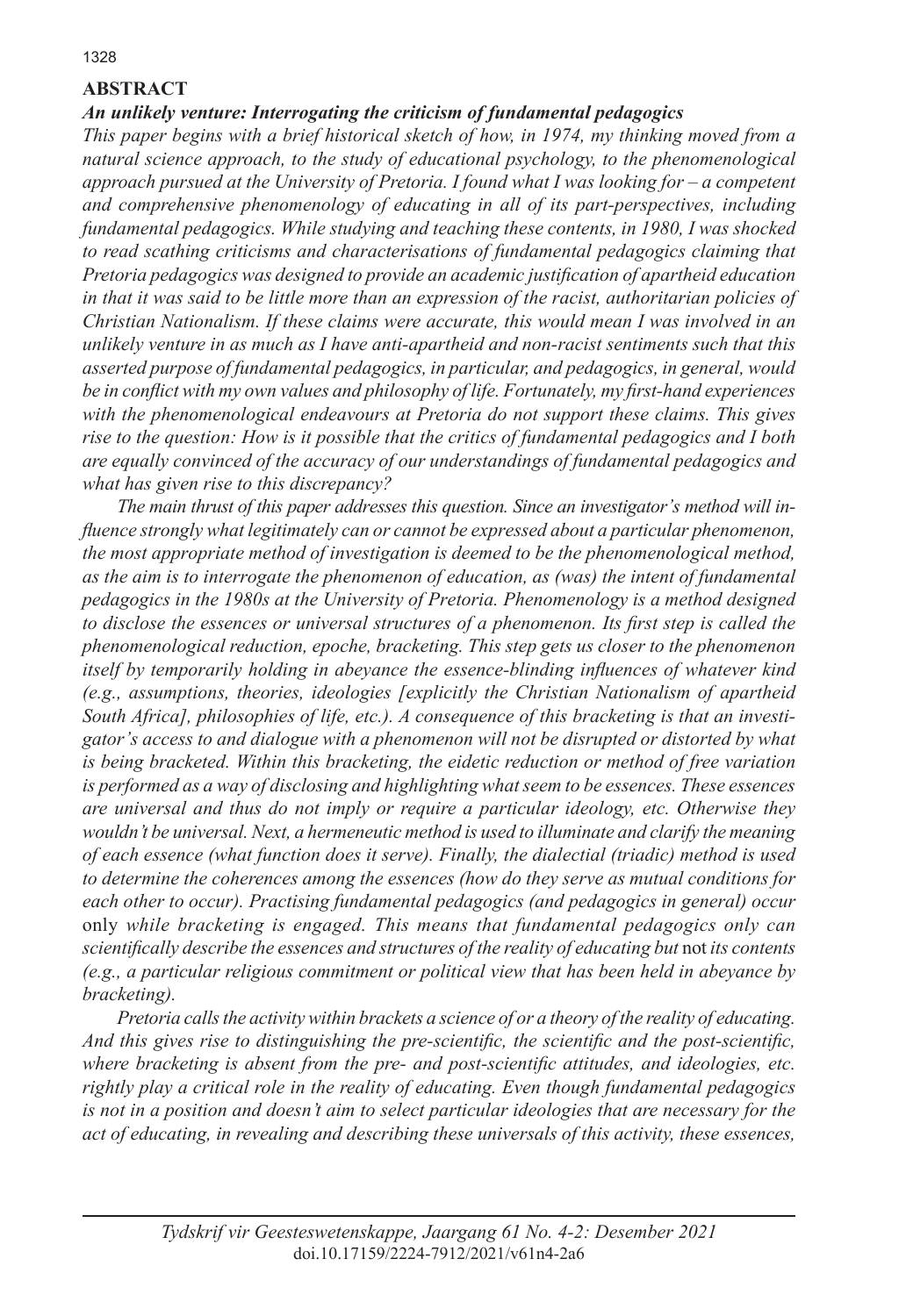## ABSTRACT

### *An unlikely venture: Interrogating the criticism of fundamental pedagogics*

*This paper begins with a brief historical sketch of how, in 1974, my thinking moved from a natural science approach, to the study of educational psychology, to the phenomenological approach pursued at the University of Pretoria. I found what I was looking for – a competent and comprehensive phenomenology of educating in all of its part-perspectives, including fundamental pedagogics. While studying and teaching these contents, in 1980, I was shocked to read scathing criticisms and characterisations of fundamental pedagogics claiming that Pretoria pedagogics was designed to provide an academic justification of apartheid education in that it was said to be little more than an expression of the racist, authoritarian policies of Christian Nationalism. If these claims were accurate, this would mean I was involved in an unlikely venture in as much as I have anti-apartheid and non-racist sentiments such that this asserted purpose of fundamental pedagogics, in particular, and pedagogics, in general, would be in conflict with my own values and philosophy of life. Fortunately, my first-hand experiences with the phenomenological endeavours at Pretoria do not support these claims. This gives rise to the question: How is it possible that the critics of fundamental pedagogics and I both are equally convinced of the accuracy of our understandings of fundamental pedagogics and what has given rise to this discrepancy?*

*The main thrust of this paper addresses this question. Since an investigator's method will influence strongly what legitimately can or cannot be expressed about a particular phenomenon, the most appropriate method of investigation is deemed to be the phenomenological method, as the aim is to interrogate the phenomenon of education, as (was) the intent of fundamental pedagogics in the 1980s at the University of Pretoria. Phenomenology is a method designed to disclose the essences or universal structures of a phenomenon. Its first step is called the phenomenological reduction, epoche, bracketing. This step gets us closer to the phenomenon itself by temporarily holding in abeyance the essence-blinding influences of whatever kind (e.g., assumptions, theories, ideologies [explicitly the Christian Nationalism of apartheid South Africa], philosophies of life, etc.). A consequence of this bracketing is that an investigator's access to and dialogue with a phenomenon will not be disrupted or distorted by what is being bracketed. Within this bracketing, the eidetic reduction or method of free variation is performed as a way of disclosing and highlighting what seem to be essences. These essences are universal and thus do not imply or require a particular ideology, etc. Otherwise they wouldn't be universal. Next, a hermeneutic method is used to illuminate and clarify the meaning of each essence (what function does it serve). Finally, the dialectial (triadic) method is used to determine the coherences among the essences (how do they serve as mutual conditions for each other to occur). Practising fundamental pedagogics (and pedagogics in general) occur* only *while bracketing is engaged. This means that fundamental pedagogics only can scientifically describe the essences and structures of the reality of educating but* not *its contents (e.g., a particular religious commitment or political view that has been held in abeyance by bracketing).*

*Pretoria calls the activity within brackets a science of or a theory of the reality of educating. And this gives rise to distinguishing the pre-scientific, the scientific and the post-scientific, where bracketing is absent from the pre- and post-scientific attitudes, and ideologies, etc. rightly play a critical role in the reality of educating. Even though fundamental pedagogics is not in a position and doesn't aim to select particular ideologies that are necessary for the act of educating, in revealing and describing these universals of this activity, these essences,*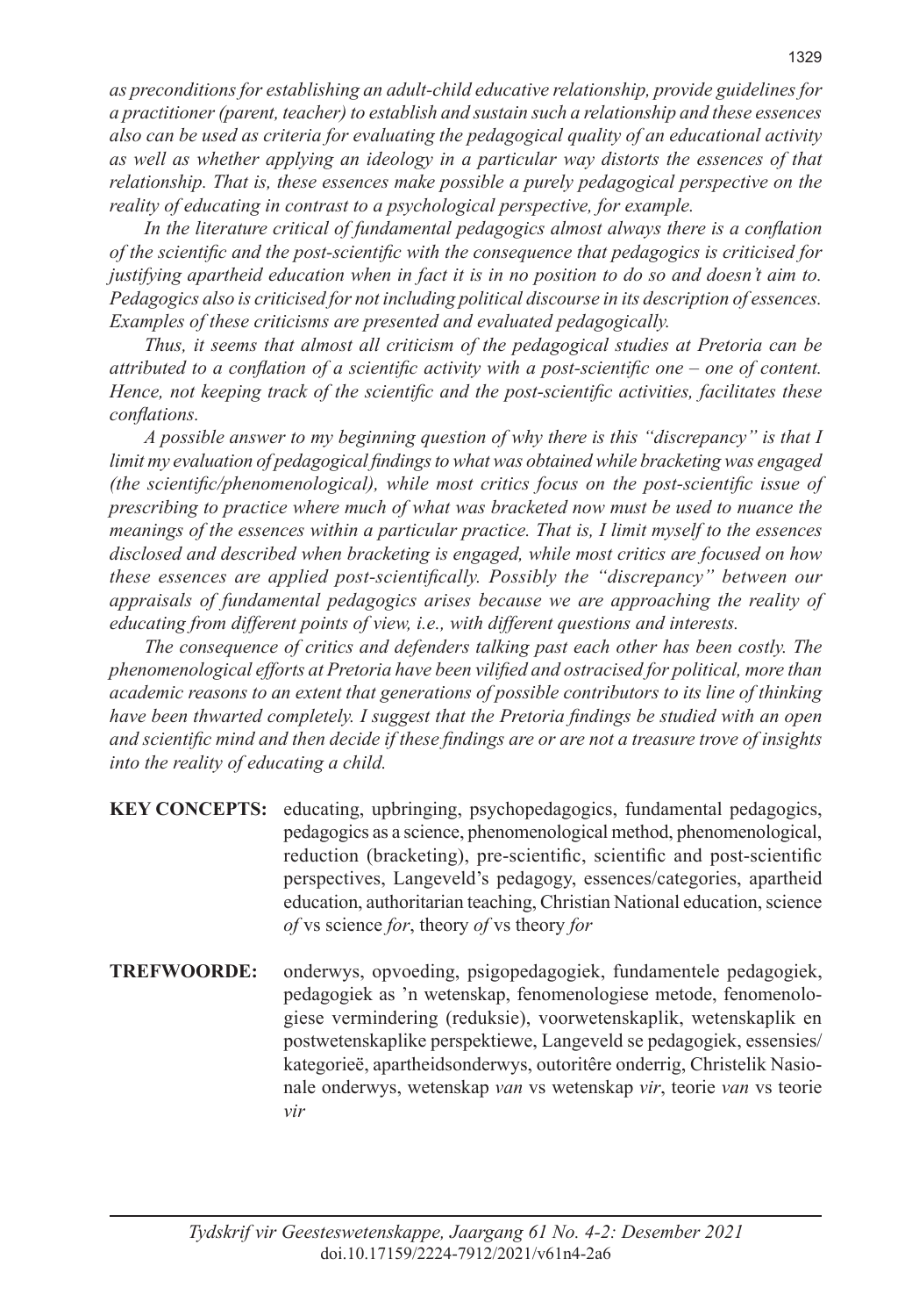*as preconditions for establishing an adult-child educative relationship, provide guidelines for a practitioner (parent, teacher) to establish and sustain such a relationship and these essences also can be used as criteria for evaluating the pedagogical quality of an educational activity as well as whether applying an ideology in a particular way distorts the essences of that relationship. That is, these essences make possible a purely pedagogical perspective on the reality of educating in contrast to a psychological perspective, for example.*

*In the literature critical of fundamental pedagogics almost always there is a conflation of the scientific and the post-scientific with the consequence that pedagogics is criticised for justifying apartheid education when in fact it is in no position to do so and doesn't aim to. Pedagogics also is criticised for not including political discourse in its description of essences. Examples of these criticisms are presented and evaluated pedagogically.*

*Thus, it seems that almost all criticism of the pedagogical studies at Pretoria can be attributed to a conflation of a scientific activity with a post-scientific one – one of content. Hence, not keeping track of the scientific and the post-scientific activities, facilitates these conflations.*

*A possible answer to my beginning question of why there is this "discrepancy" is that I limit my evaluation of pedagogical findings to what was obtained while bracketing was engaged (the scientific/phenomenological), while most critics focus on the post-scientific issue of prescribing to practice where much of what was bracketed now must be used to nuance the meanings of the essences within a particular practice. That is, I limit myself to the essences disclosed and described when bracketing is engaged, while most critics are focused on how these essences are applied post-scientifically. Possibly the "discrepancy" between our appraisals of fundamental pedagogics arises because we are approaching the reality of educating from different points of view, i.e., with different questions and interests.*

*The consequence of critics and defenders talking past each other has been costly. The phenomenological efforts at Pretoria have been vilified and ostracised for political, more than academic reasons to an extent that generations of possible contributors to its line of thinking have been thwarted completely. I suggest that the Pretoria findings be studied with an open and scientific mind and then decide if these findings are or are not a treasure trove of insights into the reality of educating a child.*

**KEY CONCEPTS:** educating, upbringing, psychopedagogics, fundamental pedagogics, pedagogics as a science, phenomenological method, phenomenological, reduction (bracketing), pre-scientific, scientific and post-scientific perspectives, Langeveld's pedagogy, essences/categories, apartheid education, authoritarian teaching, Christian National education, science *of* vs science *for*, theory *of* vs theory *for*

**TREFWOORDE:** onderwys, opvoeding, psigopedagogiek, fundamentele pedagogiek, pedagogiek as 'n wetenskap, fenomenologiese metode, fenomenologiese vermindering (reduksie), voorwetenskaplik, wetenskaplik en postwetenskaplike perspektiewe, Langeveld se pedagogiek, essensies/kategorieë, apartheidsonderwys, outoritêre onderrig, Christelik Nasionale onderwys, wetenskap *van* vs wetenskap *vir*, teorie *van* vs teorie *vir*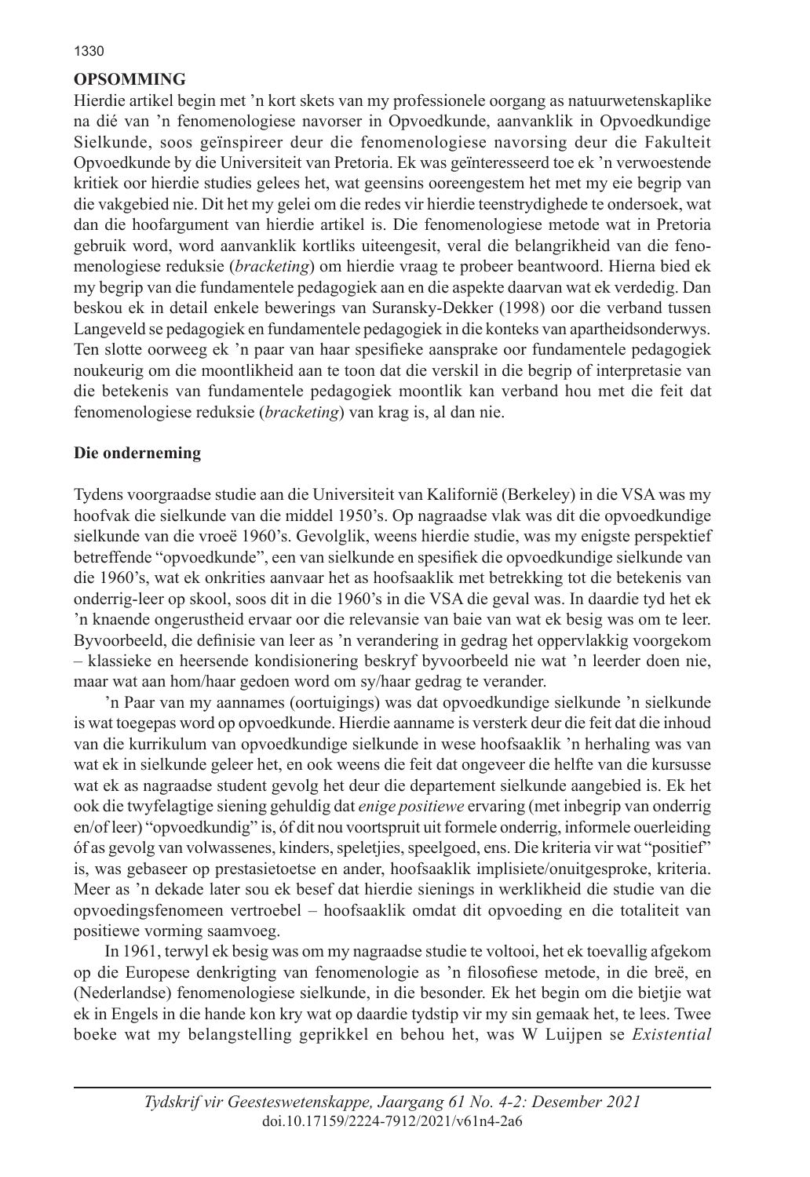## OPSOMMING

Hierdie artikel begin met 'n kort skets van my professionele oorgang as natuurwetenskaplike na dié van 'n fenomenologiese navorser in Opvoedkunde, aanvanklik in Opvoedkundige Sielkunde, soos geïnspireer deur die fenomenologiese navorsing deur die Fakulteit Opvoedkunde by die Universiteit van Pretoria. Ek was geïnteresseerd toe ek 'n verwoestende kritiek oor hierdie studies gelees het, wat geensins ooreengestem het met my eie begrip van die vakgebied nie. Dit het my gelei om die redes vir hierdie teenstrydighede te ondersoek, wat dan die hoofargument van hierdie artikel is. Die fenomenologiese metode wat in Pretoria gebruik word, word aanvanklik kortliks uiteengesit, veral die belangrikheid van die fenomenologiese reduksie (*bracketing*) om hierdie vraag te probeer beantwoord. Hierna bied ek my begrip van die fundamentele pedagogiek aan en die aspekte daarvan wat ek verdedig. Dan beskou ek in detail enkele bewerings van Suransky-Dekker (1998) oor die verband tussen Langeveld se pedagogiek en fundamentele pedagogiek in die konteks van apartheidsonderwys. Ten slotte oorweeg ek 'n paar van haar spesifieke aansprake oor fundamentele pedagogiek noukeurig om die moontlikheid aan te toon dat die verskil in die begrip of interpretasie van die betekenis van fundamentele pedagogiek moontlik kan verband hou met die feit dat fenomenologiese reduksie (*bracketing*) van krag is, al dan nie.

### Die onderneming

Tydens voorgraadse studie aan die Universiteit van Kalifornië (Berkeley) in die VSA was my hoofvak die sielkunde van die middel 1950's. Op nagraadse vlak was dit die opvoedkundige sielkunde van die vroeë 1960's. Gevolglik, weens hierdie studie, was my enigste perspektief betreffende "opvoedkunde", een van sielkunde en spesifiek die opvoedkundige sielkunde van die 1960's, wat ek onkrities aanvaar het as hoofsaaklik met betrekking tot die betekenis van onderrig-leer op skool, soos dit in die 1960's in die VSA die geval was. In daardie tyd het ek 'n knaende ongerustheid ervaar oor die relevansie van baie van wat ek besig was om te leer. Byvoorbeeld, die definisie van leer as 'n verandering in gedrag het oppervlakkig voorgekom – klassieke en heersende kondisionering beskryf byvoorbeeld nie wat 'n leerder doen nie, maar wat aan hom/haar gedoen word om sy/haar gedrag te verander.

'n Paar van my aannames (oortuigings) was dat opvoedkundige sielkunde 'n sielkunde is wat toegepas word op opvoedkunde. Hierdie aanname is versterk deur die feit dat die inhoud van die kurrikulum van opvoedkundige sielkunde in wese hoofsaaklik 'n herhaling was van wat ek in sielkunde geleer het, en ook weens die feit dat ongeveer die helfte van die kursusse wat ek as nagraadse student gevolg het deur die departement sielkunde aangebied is. Ek het ook die twyfelagtige siening gehuldig dat *enige positiewe* ervaring (met inbegrip van onderrig en/of leer) "opvoedkundig" is, óf dit nou voortspruit uit formele onderrig, informele ouerleiding óf as gevolg van volwassenes, kinders, speletjies, speelgoed, ens. Die kriteria vir wat "positief" is, was gebaseer op prestasietoetse en ander, hoofsaaklik implisiete/onuitgesproke, kriteria. Meer as 'n dekade later sou ek besef dat hierdie sienings in werklikheid die studie van die opvoedingsfenomeen vertroebel – hoofsaaklik omdat dit opvoeding en die totaliteit van positiewe vorming saamvoeg.

In 1961, terwyl ek besig was om my nagraadse studie te voltooi, het ek toevallig afgekom op die Europese denkrigting van fenomenologie as 'n filosofiese metode, in die breë, en (Nederlandse) fenomenologiese sielkunde, in die besonder. Ek het begin om die bietjie wat ek in Engels in die hande kon kry wat op daardie tydstip vir my sin gemaak het, te lees. Twee boeke wat my belangstelling geprikkel en behou het, was W Luijpen se *Existential*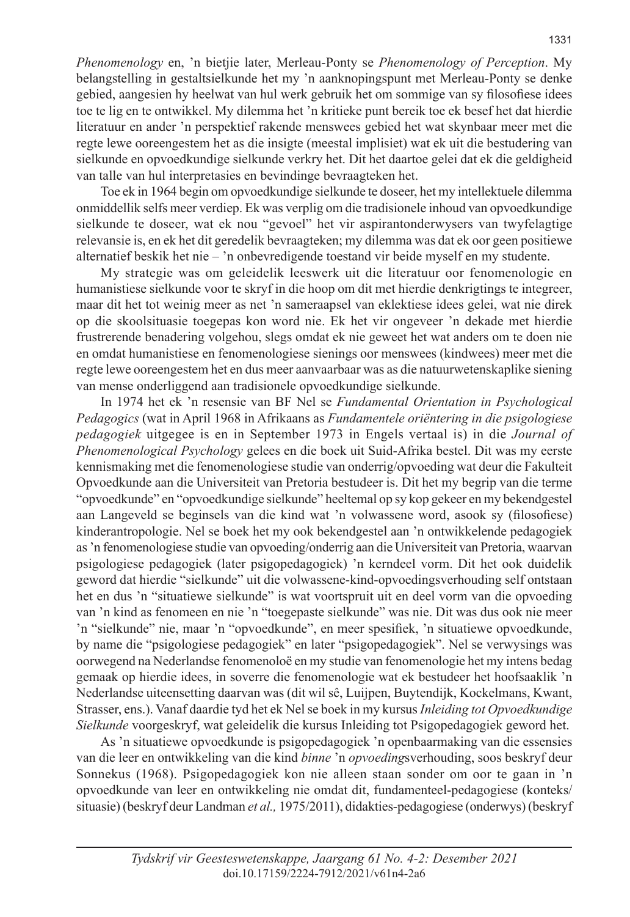*Phenomenology* en, 'n bietjie later, Merleau-Ponty se *Phenomenology of Perception*. My belangstelling in gestaltsielkunde het my 'n aanknopingspunt met Merleau-Ponty se denke gebied, aangesien hy heelwat van hul werk gebruik het om sommige van sy filosofiese idees toe te lig en te ontwikkel. My dilemma het 'n kritieke punt bereik toe ek besef het dat hierdie literatuur en ander 'n perspektief rakende menswees gebied het wat skynbaar meer met die regte lewe ooreengestem het as die insigte (meestal implisiet) wat ek uit die bestudering van sielkunde en opvoedkundige sielkunde verkry het. Dit het daartoe gelei dat ek die geldigheid van talle van hul interpretasies en bevindinge bevraagteken het.

Toe ek in 1964 begin om opvoedkundige sielkunde te doseer, het my intellektuele dilemma onmiddellik selfs meer verdiep. Ek was verplig om die tradisionele inhoud van opvoedkundige sielkunde te doseer, wat ek nou "gevoel" het vir aspirantonderwysers van twyfelagtige relevansie is, en ek het dit geredelik bevraagteken; my dilemma was dat ek oor geen positiewe alternatief beskik het nie – 'n onbevredigende toestand vir beide myself en my studente.

My strategie was om geleidelik leeswerk uit die literatuur oor fenomenologie en humanistiese sielkunde voor te skryf in die hoop om dit met hierdie denkrigtings te integreer, maar dit het tot weinig meer as net 'n sameraapsel van eklektiese idees gelei, wat nie direk op die skoolsituasie toegepas kon word nie. Ek het vir ongeveer 'n dekade met hierdie frustrerende benadering volgehou, slegs omdat ek nie geweet het wat anders om te doen nie en omdat humanistiese en fenomenologiese sienings oor menswees (kindwees) meer met die regte lewe ooreengestem het en dus meer aanvaarbaar was as die natuurwetenskaplike siening van mense onderliggend aan tradisionele opvoedkundige sielkunde.

In 1974 het ek 'n resensie van BF Nel se *Fundamental Orientation in Psychological Pedagogics* (wat in April 1968 in Afrikaans as *Fundamentele oriëntering in die psigologiese pedagogiek* uitgegee is en in September 1973 in Engels vertaal is) in die *Journal of Phenomenological Psychology* gelees en die boek uit Suid-Afrika bestel. Dit was my eerste kennismaking met die fenomenologiese studie van onderrig/opvoeding wat deur die Fakulteit Opvoedkunde aan die Universiteit van Pretoria bestudeer is. Dit het my begrip van die terme "opvoedkunde" en "opvoedkundige sielkunde" heeltemal op sy kop gekeer en my bekendgestel aan Langeveld se beginsels van die kind wat 'n volwassene word, asook sy (filosofiese) kinderantropologie. Nel se boek het my ook bekendgestel aan 'n ontwikkelende pedagogiek as 'n fenomenologiese studie van opvoeding/onderrig aan die Universiteit van Pretoria, waarvan psigologiese pedagogiek (later psigopedagogiek) 'n kerndeel vorm. Dit het ook duidelik geword dat hierdie "sielkunde" uit die volwassene-kind-opvoedingsverhouding self ontstaan het en dus 'n "situatiewe sielkunde" is wat voortspruit uit en deel vorm van die opvoeding van 'n kind as fenomeen en nie 'n "toegepaste sielkunde" was nie. Dit was dus ook nie meer 'n "sielkunde" nie, maar 'n "opvoedkunde", en meer spesifiek, 'n situatiewe opvoedkunde, by name die "psigologiese pedagogiek" en later "psigopedagogiek". Nel se verwysings was oorwegend na Nederlandse fenomenoloë en my studie van fenomenologie het my intens bedag gemaak op hierdie idees, in soverre die fenomenologie wat ek bestudeer het hoofsaaklik 'n Nederlandse uiteensetting daarvan was (dit wil sê, Luijpen, Buytendijk, Kockelmans, Kwant, Strasser, ens.). Vanaf daardie tyd het ek Nel se boek in my kursus *Inleiding tot Opvoedkundige Sielkunde* voorgeskryf, wat geleidelik die kursus Inleiding tot Psigopedagogiek geword het.

As 'n situatiewe opvoedkunde is psigopedagogiek 'n openbaarmaking van die essensies van die leer en ontwikkeling van die kind *binne* 'n *opvoedings*verhouding, soos beskryf deur Sonnekus (1968). Psigopedagogiek kon nie alleen staan sonder om oor te gaan in 'n opvoedkunde van leer en ontwikkeling nie omdat dit, fundamenteel-pedagogiese (konteks/situasie) (beskryf deur Landman *et al.,* 1975/2011), didakties-pedagogiese (onderwys) (beskryf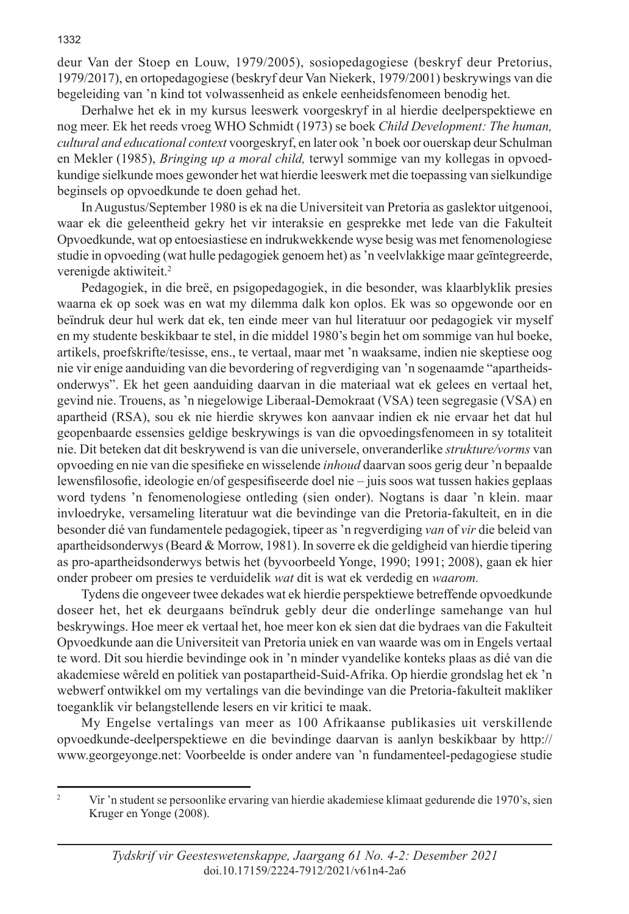deur Van der Stoep en Louw, 1979/2005), sosiopedagogiese (beskryf deur Pretorius, 1979/2017), en ortopedagogiese (beskryf deur Van Niekerk, 1979/2001) beskrywings van die begeleiding van 'n kind tot volwassenheid as enkele eenheidsfenomeen benodig het.

Derhalwe het ek in my kursus leeswerk voorgeskryf in al hierdie deelperspektiewe en nog meer. Ek het reeds vroeg WHO Schmidt (1973) se boek *Child Development: The human, cultural and educational context* voorgeskryf, en later ook 'n boek oor ouerskap deur Schulman en Mekler (1985), *Bringing up a moral child,* terwyl sommige van my kollegas in opvoedkundige sielkunde moes gewonder het wat hierdie leeswerk met die toepassing van sielkundige beginsels op opvoedkunde te doen gehad het.

In Augustus/September 1980 is ek na die Universiteit van Pretoria as gaslektor uitgenooi, waar ek die geleentheid gekry het vir interaksie en gesprekke met lede van die Fakulteit Opvoedkunde, wat op entoesiastiese en indrukwekkende wyse besig was met fenomenologiese studie in opvoeding (wat hulle pedagogiek genoem het) as 'n veelvlakkige maar geïntegreerde, verenigde aktiwiteit.[2]

Pedagogiek, in die breë, en psigopedagogiek, in die besonder, was klaarblyklik presies waarna ek op soek was en wat my dilemma dalk kon oplos. Ek was so opgewonde oor en beïndruk deur hul werk dat ek, ten einde meer van hul literatuur oor pedagogiek vir myself en my studente beskikbaar te stel, in die middel 1980's begin het om sommige van hul boeke, artikels, proefskrifte/tesisse, ens., te vertaal, maar met 'n waaksame, indien nie skeptiese oog nie vir enige aanduiding van die bevordering of regverdiging van 'n sogenaamde "apartheidsonderwys". Ek het geen aanduiding daarvan in die materiaal wat ek gelees en vertaal het, gevind nie. Trouens, as 'n niegelowige Liberaal-Demokraat (VSA) teen segregasie (VSA) en apartheid (RSA), sou ek nie hierdie skrywes kon aanvaar indien ek nie ervaar het dat hul geopenbaarde essensies geldige beskrywings is van die opvoedingsfenomeen in sy totaliteit nie. Dit beteken dat dit beskrywend is van die universele, onveranderlike *strukture/vorms* van opvoeding en nie van die spesifieke en wisselende *inhoud* daarvan soos gerig deur 'n bepaalde lewensfilosofie, ideologie en/of gespesifiseerde doel nie – juis soos wat tussen hakies geplaas word tydens 'n fenomenologiese ontleding (sien onder). Nogtans is daar 'n klein. maar invloedryke, versameling literatuur wat die bevindinge van die Pretoria-fakulteit, en in die besonder dié van fundamentele pedagogiek, tipeer as 'n regverdiging *van* of *vir* die beleid van apartheidsonderwys (Beard & Morrow, 1981). In soverre ek die geldigheid van hierdie tipering as pro-apartheidsonderwys betwis het (byvoorbeeld Yonge, 1990; 1991; 2008), gaan ek hier onder probeer om presies te verduidelik *wat* dit is wat ek verdedig en *waarom.*

Tydens die ongeveer twee dekades wat ek hierdie perspektiewe betreffende opvoedkunde doseer het, het ek deurgaans beïndruk gebly deur die onderlinge samehange van hul beskrywings. Hoe meer ek vertaal het, hoe meer kon ek sien dat die bydraes van die Fakulteit Opvoedkunde aan die Universiteit van Pretoria uniek en van waarde was om in Engels vertaal te word. Dit sou hierdie bevindinge ook in 'n minder vyandelike konteks plaas as dié van die akademiese wêreld en politiek van postapartheid-Suid-Afrika. Op hierdie grondslag het ek 'n webwerf ontwikkel om my vertalings van die bevindinge van die Pretoria-fakulteit makliker toeganklik vir belangstellende lesers en vir kritici te maak.

My Engelse vertalings van meer as 100 Afrikaanse publikasies uit verskillende opvoedkunde-deelperspektiewe en die bevindinge daarvan is aanlyn beskikbaar by http://www.georgeyonge.net: Voorbeelde is onder andere van 'n fundamenteel-pedagogiese studie

[2] Vir 'n student se persoonlike ervaring van hierdie akademiese klimaat gedurende die 1970's, sien Kruger en Yonge (2008).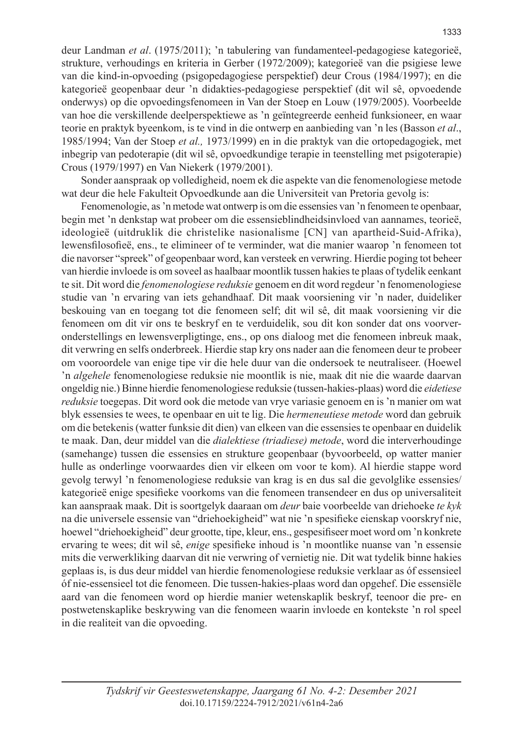deur Landman *et al*. (1975/2011); 'n tabulering van fundamenteel-pedagogiese kategorieë, strukture, verhoudings en kriteria in Gerber (1972/2009); kategorieë van die psigiese lewe van die kind-in-opvoeding (psigopedagogiese perspektief) deur Crous (1984/1997); en die kategorieë geopenbaar deur 'n didakties-pedagogiese perspektief (dit wil sê, opvoedende onderwys) op die opvoedingsfenomeen in Van der Stoep en Louw (1979/2005). Voorbeelde van hoe die verskillende deelperspektiewe as 'n geïntegreerde eenheid funksioneer, en waar teorie en praktyk byeenkom, is te vind in die ontwerp en aanbieding van 'n les (Basson *et al*., 1985/1994; Van der Stoep *et al.,* 1973/1999) en in die praktyk van die ortopedagogiek, met inbegrip van pedoterapie (dit wil sê, opvoedkundige terapie in teenstelling met psigoterapie) Crous (1979/1997) en Van Niekerk (1979/2001).

Sonder aanspraak op volledigheid, noem ek die aspekte van die fenomenologiese metode wat deur die hele Fakulteit Opvoedkunde aan die Universiteit van Pretoria gevolg is:

Fenomenologie, as 'n metode wat ontwerp is om die essensies van 'n fenomeen te openbaar, begin met 'n denkstap wat probeer om die essensieblindheidsinvloed van aannames, teorieë, ideologieë (uitdruklik die christelike nasionalisme [CN] van apartheid-Suid-Afrika), lewensfilosofieë, ens., te elimineer of te verminder, wat die manier waarop 'n fenomeen tot die navorser "spreek" of geopenbaar word, kan versteek en verwring. Hierdie poging tot beheer van hierdie invloede is om soveel as haalbaar moontlik tussen hakies te plaas of tydelik eenkant te sit. Dit word die *fenomenologiese reduksie* genoem en dit word regdeur 'n fenomenologiese studie van 'n ervaring van iets gehandhaaf. Dit maak voorsiening vir 'n nader, duideliker beskouing van en toegang tot die fenomeen self; dit wil sê, dit maak voorsiening vir die fenomeen om dit vir ons te beskryf en te verduidelik, sou dit kon sonder dat ons voorveronderstellings en lewensverpligtinge, ens., op ons dialoog met die fenomeen inbreuk maak, dit verwring en selfs onderbreek. Hierdie stap kry ons nader aan die fenomeen deur te probeer om vooroordele van enige tipe vir die hele duur van die ondersoek te neutraliseer. (Hoewel 'n *algehele* fenomenologiese reduksie nie moontlik is nie, maak dit nie die waarde daarvan ongeldig nie.) Binne hierdie fenomenologiese reduksie (tussen-hakies-plaas) word die *eidetiese reduksie* toegepas. Dit word ook die metode van vrye variasie genoem en is 'n manier om wat blyk essensies te wees, te openbaar en uit te lig. Die *hermeneutiese metode* word dan gebruik om die betekenis (watter funksie dit dien) van elkeen van die essensies te openbaar en duidelik te maak. Dan, deur middel van die *dialektiese (triadiese) metode*, word die interverhoudinge (samehange) tussen die essensies en strukture geopenbaar (byvoorbeeld, op watter manier hulle as onderlinge voorwaardes dien vir elkeen om voor te kom). Al hierdie stappe word gevolg terwyl 'n fenomenologiese reduksie van krag is en dus sal die gevolglike essensies/kategorieë enige spesifieke voorkoms van die fenomeen transendeer en dus op universaliteit kan aanspraak maak. Dit is soortgelyk daaraan om *deur* baie voorbeelde van driehoeke *te kyk* na die universele essensie van "driehoekigheid" wat nie 'n spesifieke eienskap voorskryf nie, hoewel "driehoekigheid" deur grootte, tipe, kleur, ens., gespesifiseer moet word om 'n konkrete ervaring te wees; dit wil sê, *enige* spesifieke inhoud is 'n moontlike nuanse van 'n essensie mits die verwerkliking daarvan dit nie verwring of vernietig nie. Dit wat tydelik binne hakies geplaas is, is dus deur middel van hierdie fenomenologiese reduksie verklaar as óf essensieel óf nie-essensieel tot die fenomeen. Die tussen-hakies-plaas word dan opgehef. Die essensiële aard van die fenomeen word op hierdie manier wetenskaplik beskryf, teenoor die pre- en postwetenskaplike beskrywing van die fenomeen waarin invloede en kontekste 'n rol speel in die realiteit van die opvoeding.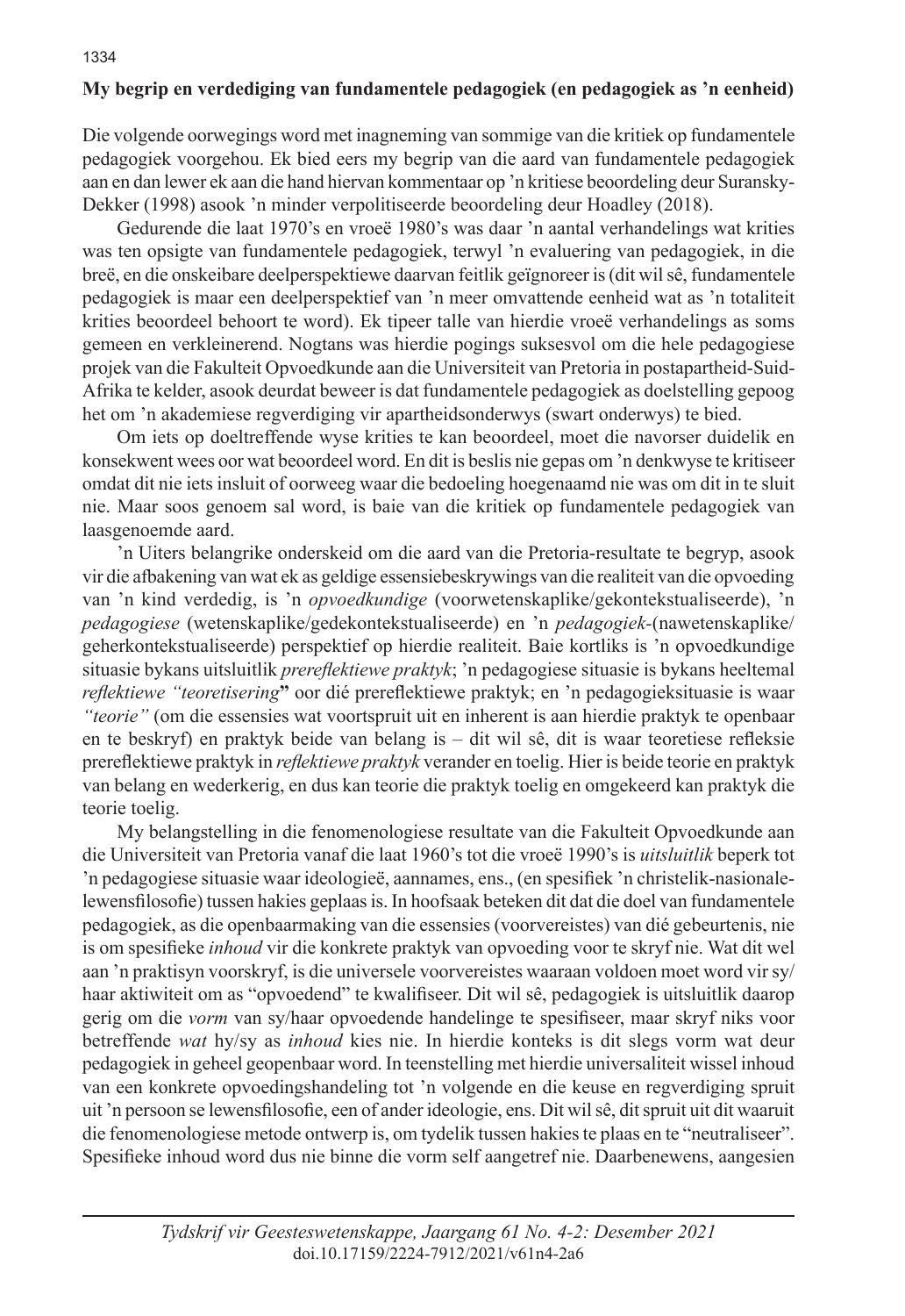**My begrip en verdediging van fundamentele pedagogiek (en pedagogiek as 'n eenheid)**

Die volgende oorwegings word met inagneming van sommige van die kritiek op fundamentele pedagogiek voorgehou. Ek bied eers my begrip van die aard van fundamentele pedagogiek aan en dan lewer ek aan die hand hiervan kommentaar op 'n kritiese beoordeling deur Suransky-Dekker (1998) asook 'n minder verpolitiseerde beoordeling deur Hoadley (2018).

Gedurende die laat 1970's en vroeë 1980's was daar 'n aantal verhandelings wat krities was ten opsigte van fundamentele pedagogiek, terwyl 'n evaluering van pedagogiek, in die breë, en die onskeibare deelperspektiewe daarvan feitlik geïgnoreer is (dit wil sê, fundamentele pedagogiek is maar een deelperspektief van 'n meer omvattende eenheid wat as 'n totaliteit krities beoordeel behoort te word). Ek tipeer talle van hierdie vroeë verhandelings as soms gemeen en verkleinerend. Nogtans was hierdie pogings suksesvol om die hele pedagogiese projek van die Fakulteit Opvoedkunde aan die Universiteit van Pretoria in postapartheid-Suid-Afrika te kelder, asook deurdat beweer is dat fundamentele pedagogiek as doelstelling gepoog het om 'n akademiese regverdiging vir apartheidsonderwys (swart onderwys) te bied.

Om iets op doeltreffende wyse krities te kan beoordeel, moet die navorser duidelik en konsekwent wees oor wat beoordeel word. En dit is beslis nie gepas om 'n denkwyse te kritiseer omdat dit nie iets insluit of oorweeg waar die bedoeling hoegenaamd nie was om dit in te sluit nie. Maar soos genoem sal word, is baie van die kritiek op fundamentele pedagogiek van laasgenoemde aard.

'n Uiters belangrike onderskeid om die aard van die Pretoria-resultate te begryp, asook vir die afbakening van wat ek as geldige essensiebeskrywings van die realiteit van die opvoeding van 'n kind verdedig, is 'n *opvoedkundige* (voorwetenskaplike/gekontekstualiseerde), 'n *pedagogiese* (wetenskaplike/gedekontekstualiseerde) en 'n *pedagogiek*-(nawetenskaplike/geherkontekstualiseerde) perspektief op hierdie realiteit. Baie kortliks is 'n opvoedkundige situasie bykans uitsluitlik *prereflektiewe praktyk*; 'n pedagogiese situasie is bykans heeltemal *reflektiewe "teoretisering"* oor dié prereflektiewe praktyk; en 'n pedagogieksituasie is waar *"teorie"* (om die essensies wat voortspruit uit en inherent is aan hierdie praktyk te openbaar en te beskryf) en praktyk beide van belang is – dit wil sê, dit is waar teoretiese refleksie prereflektiewe praktyk in *reflektiewe praktyk* verander en toelig. Hier is beide teorie en praktyk van belang en wederkerig, en dus kan teorie die praktyk toelig en omgekeerd kan praktyk die teorie toelig.

My belangstelling in die fenomenologiese resultate van die Fakulteit Opvoedkunde aan die Universiteit van Pretoria vanaf die laat 1960's tot die vroeë 1990's is *uitsluitlik* beperk tot 'n pedagogiese situasie waar ideologieë, aannames, ens., (en spesifiek 'n christelik-nasionale-lewensfilosofie) tussen hakies geplaas is. In hoofsaak beteken dit dat die doel van fundamentele pedagogiek, as die openbaarmaking van die essensies (voorvereistes) van dié gebeurtenis, nie is om spesifieke *inhoud* vir die konkrete praktyk van opvoeding voor te skryf nie. Wat dit wel aan 'n praktisyn voorskryf, is die universele voorvereistes waaraan voldoen moet word vir sy/haar aktiwiteit om as "opvoedend" te kwalifiseer. Dit wil sê, pedagogiek is uitsluitlik daarop gerig om die *vorm* van sy/haar opvoedende handelinge te spesifiseer, maar skryf niks voor betreffende *wat* hy/sy as *inhoud* kies nie. In hierdie konteks is dit slegs vorm wat deur pedagogiek in geheel geopenbaar word. In teenstelling met hierdie universaliteit wissel inhoud van een konkrete opvoedingshandeling tot 'n volgende en die keuse en regverdiging spruit uit 'n persoon se lewensfilosofie, een of ander ideologie, ens. Dit wil sê, dit spruit uit dit waaruit die fenomenologiese metode ontwerp is, om tydelik tussen hakies te plaas en te "neutraliseer". Spesifieke inhoud word dus nie binne die vorm self aangetref nie. Daarbenewens, aangesien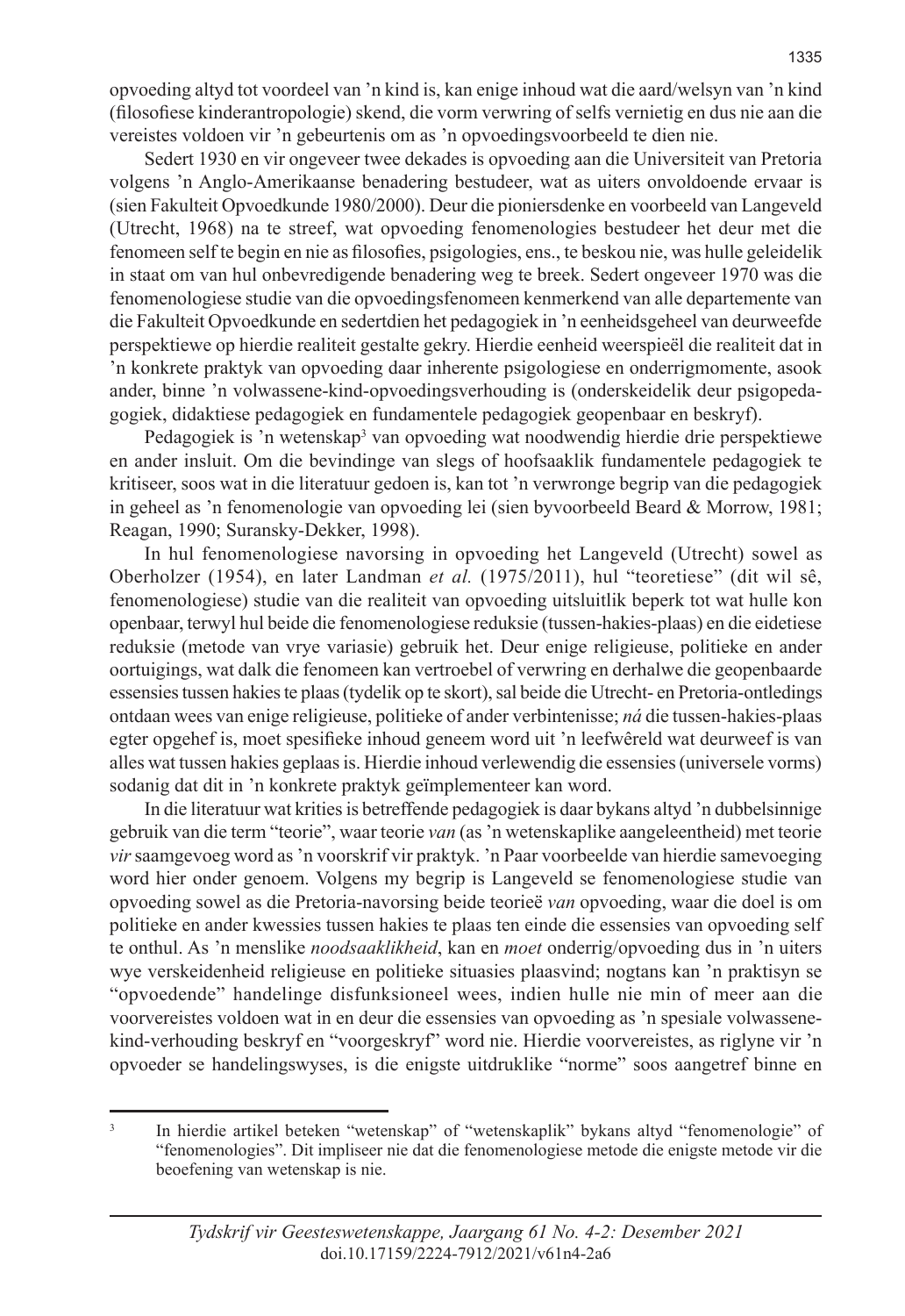opvoeding altyd tot voordeel van 'n kind is, kan enige inhoud wat die aard/welsyn van 'n kind (filosofiese kinderantropologie) skend, die vorm verwring of selfs vernietig en dus nie aan die vereistes voldoen vir 'n gebeurtenis om as 'n opvoedingsvoorbeeld te dien nie.

Sedert 1930 en vir ongeveer twee dekades is opvoeding aan die Universiteit van Pretoria volgens 'n Anglo-Amerikaanse benadering bestudeer, wat as uiters onvoldoende ervaar is (sien Fakulteit Opvoedkunde 1980/2000). Deur die pioniersdenke en voorbeeld van Langeveld (Utrecht, 1968) na te streef, wat opvoeding fenomenologies bestudeer het deur met die fenomeen self te begin en nie as filosofies, psigologies, ens., te beskou nie, was hulle geleidelik in staat om van hul onbevredigende benadering weg te breek. Sedert ongeveer 1970 was die fenomenologiese studie van die opvoedingsfenomeen kenmerkend van alle departemente van die Fakulteit Opvoedkunde en sedertdien het pedagogiek in 'n eenheidsgeheel van deurweefde perspektiewe op hierdie realiteit gestalte gekry. Hierdie eenheid weerspieël die realiteit dat in 'n konkrete praktyk van opvoeding daar inherente psigologiese en onderrigmomente, asook ander, binne 'n volwassene-kind-opvoedingsverhouding is (onderskeidelik deur psigopedagogiek, didaktiese pedagogiek en fundamentele pedagogiek geopenbaar en beskryf).

Pedagogiek is 'n wetenskap[3] van opvoeding wat noodwendig hierdie drie perspektiewe en ander insluit. Om die bevindinge van slegs of hoofsaaklik fundamentele pedagogiek te kritiseer, soos wat in die literatuur gedoen is, kan tot 'n verwronge begrip van die pedagogiek in geheel as 'n fenomenologie van opvoeding lei (sien byvoorbeeld Beard & Morrow, 1981; Reagan, 1990; Suransky-Dekker, 1998).

In hul fenomenologiese navorsing in opvoeding het Langeveld (Utrecht) sowel as Oberholzer (1954), en later Landman *et al.* (1975/2011), hul "teoretiese" (dit wil sê, fenomenologiese) studie van die realiteit van opvoeding uitsluitlik beperk tot wat hulle kon openbaar, terwyl hul beide die fenomenologiese reduksie (tussen-hakies-plaas) en die eidetiese reduksie (metode van vrye variasie) gebruik het. Deur enige religieuse, politieke en ander oortuigings, wat dalk die fenomeen kan vertroebel of verwring en derhalwe die geopenbaarde essensies tussen hakies te plaas (tydelik op te skort), sal beide die Utrecht- en Pretoria-ontledings ontdaan wees van enige religieuse, politieke of ander verbintenisse; *ná* die tussen-hakies-plaas egter opgehef is, moet spesifieke inhoud geneem word uit 'n leefwêreld wat deurweef is van alles wat tussen hakies geplaas is. Hierdie inhoud verlewendig die essensies (universele vorms) sodanig dat dit in 'n konkrete praktyk geïmplementeer kan word.

In die literatuur wat krities is betreffende pedagogiek is daar bykans altyd 'n dubbelsinnige gebruik van die term "teorie", waar teorie *van* (as 'n wetenskaplike aangeleentheid) met teorie *vir* saamgevoeg word as 'n voorskrif vir praktyk. 'n Paar voorbeelde van hierdie samevoeging word hier onder genoem. Volgens my begrip is Langeveld se fenomenologiese studie van opvoeding sowel as die Pretoria-navorsing beide teorieë *van* opvoeding, waar die doel is om politieke en ander kwessies tussen hakies te plaas ten einde die essensies van opvoeding self te onthul. As 'n menslike *noodsaaklikheid*, kan en *moet* onderrig/opvoeding dus in 'n uiters wye verskeidenheid religieuse en politieke situasies plaasvind; nogtans kan 'n praktisyn se "opvoedende" handelinge disfunksioneel wees, indien hulle nie min of meer aan die voorvereistes voldoen wat in en deur die essensies van opvoeding as 'n spesiale volwassene-kind-verhouding beskryf en "voorgeskryf" word nie. Hierdie voorvereistes, as riglyne vir 'n opvoeder se handelingswyses, is die enigste uitdruklike "norme" soos aangetref binne en

[3] In hierdie artikel beteken "wetenskap" of "wetenskaplik" bykans altyd "fenomenologie" of "fenomenologies". Dit impliseer nie dat die fenomenologiese metode die enigste metode vir die beoefening van wetenskap is nie.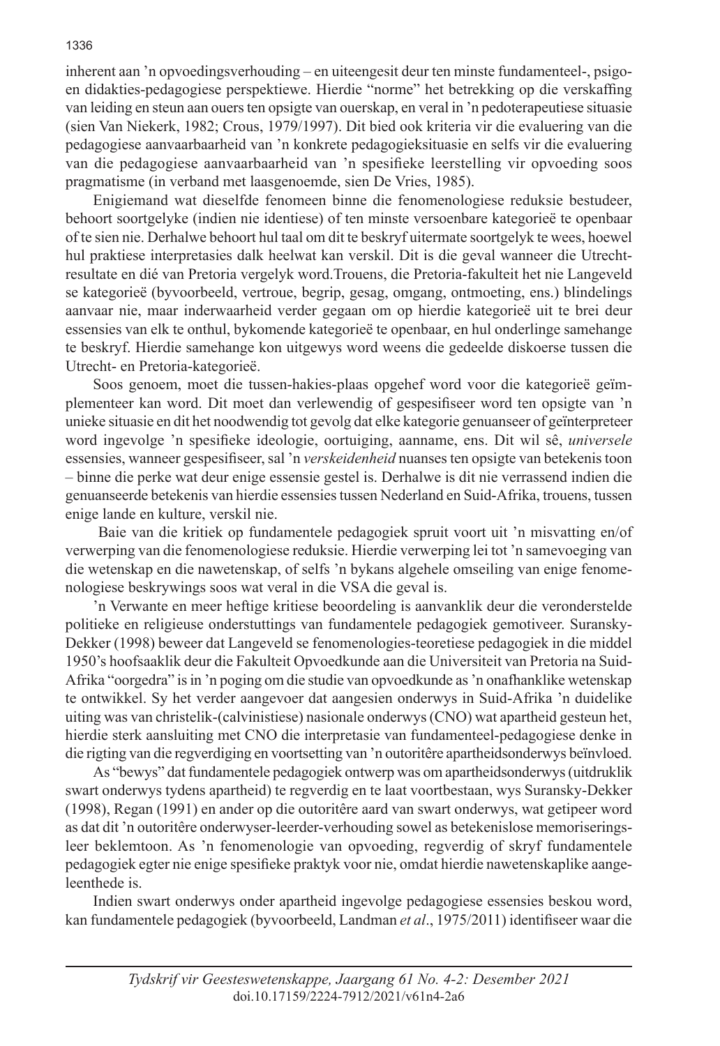inherent aan ’n opvoedingsverhouding – en uiteengesit deur ten minste fundamenteel-, psigo- en didakties-pedagogiese perspektiewe. Hierdie “norme” het betrekking op die verskaffing van leiding en steun aan ouers ten opsigte van ouerskap, en veral in ’n pedoterapeutiese situasie (sien Van Niekerk, 1982; Crous, 1979/1997). Dit bied ook kriteria vir die evaluering van die pedagogiese aanvaarbaarheid van ’n konkrete pedagogieksituasie en selfs vir die evaluering van die pedagogiese aanvaarbaarheid van ’n spesifieke leerstelling vir opvoeding soos pragmatisme (in verband met laasgenoemde, sien De Vries, 1985).

Enigiemand wat dieselfde fenomeen binne die fenomenologiese reduksie bestudeer, behoort soortgelyke (indien nie identiese) of ten minste versoenbare kategorieë te openbaar of te sien nie. Derhalwe behoort hul taal om dit te beskryf uitermate soortgelyk te wees, hoewel hul praktiese interpretasies dalk heelwat kan verskil. Dit is die geval wanneer die Utrecht-resultate en dié van Pretoria vergelyk word.Trouens, die Pretoria-fakulteit het nie Langeveld se kategorieë (byvoorbeeld, vertroue, begrip, gesag, omgang, ontmoeting, ens.) blindelings aanvaar nie, maar inderwaarheid verder gegaan om op hierdie kategorieë uit te brei deur essensies van elk te onthul, bykomende kategorieë te openbaar, en hul onderlinge samehange te beskryf. Hierdie samehange kon uitgewys word weens die gedeelde diskoerse tussen die Utrecht- en Pretoria-kategorieë.

Soos genoem, moet die tussen-hakies-plaas opgehef word voor die kategorieë geïmplementeer kan word. Dit moet dan verlewendig of gespesifiseer word ten opsigte van ’n unieke situasie en dit het noodwendig tot gevolg dat elke kategorie genuanseer of geïnterpreteer word ingevolge ’n spesifieke ideologie, oortuiging, aanname, ens. Dit wil sê, *universele* essensies, wanneer gespesifiseer, sal ’n *verskeidenheid* nuanses ten opsigte van betekenis toon – binne die perke wat deur enige essensie gestel is. Derhalwe is dit nie verrassend indien die genuanseerde betekenis van hierdie essensies tussen Nederland en Suid-Afrika, trouens, tussen enige lande en kulture, verskil nie.

Baie van die kritiek op fundamentele pedagogiek spruit voort uit ’n misvatting en/of verwerping van die fenomenologiese reduksie. Hierdie verwerping lei tot ’n samevoeging van die wetenskap en die nawetenskap, of selfs ’n bykans algehele omseiling van enige fenomenologiese beskrywings soos wat veral in die VSA die geval is.

’n Verwante en meer heftige kritiese beoordeling is aanvanklik deur die veronderstelde politieke en religieuse onderstuttings van fundamentele pedagogiek gemotiveer. Suransky-Dekker (1998) beweer dat Langeveld se fenomenologies-teoretiese pedagogiek in die middel 1950’s hoofsaaklik deur die Fakulteit Opvoedkunde aan die Universiteit van Pretoria na Suid-Afrika “oorgedra” is in ’n poging om die studie van opvoedkunde as ’n onafhanklike wetenskap te ontwikkel. Sy het verder aangevoer dat aangesien onderwys in Suid-Afrika ’n duidelike uiting was van christelik-(calvinistiese) nasionale onderwys (CNO) wat apartheid gesteun het, hierdie sterk aansluiting met CNO die interpretasie van fundamenteel-pedagogiese denke in die rigting van die regverdiging en voortsetting van ’n outoritêre apartheidsonderwys beïnvloed.

As “bewys” dat fundamentele pedagogiek ontwerp was om apartheidsonderwys (uitdruklik swart onderwys tydens apartheid) te regverdig en te laat voortbestaan, wys Suransky-Dekker (1998), Regan (1991) en ander op die outoritêre aard van swart onderwys, wat getipeer word as dat dit ’n outoritêre onderwyser-leerder-verhouding sowel as betekenislose memoriseringsleer beklemtoon. As ’n fenomenologie van opvoeding, regverdig of skryf fundamentele pedagogiek egter nie enige spesifieke praktyk voor nie, omdat hierdie nawetenskaplike aangeleenthede is.

Indien swart onderwys onder apartheid ingevolge pedagogiese essensies beskou word, kan fundamentele pedagogiek (byvoorbeeld, Landman *et al*., 1975/2011) identifiseer waar die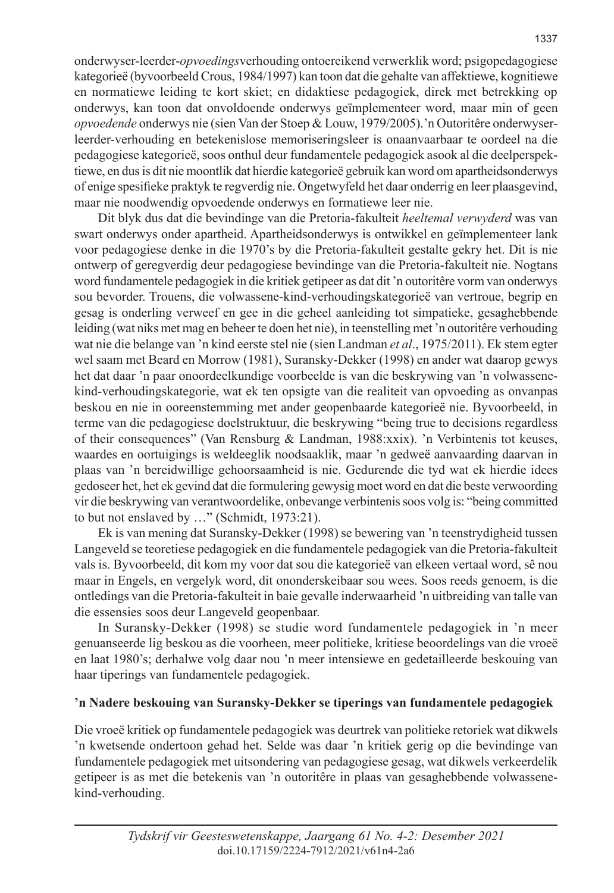onderwyser-leerder-*opvoedings*verhouding ontoereikend verwerklik word; psigopedagogiese kategorieë (byvoorbeeld Crous, 1984/1997) kan toon dat die gehalte van affektiewe, kognitiewe en normatiewe leiding te kort skiet; en didaktiese pedagogiek, direk met betrekking op onderwys, kan toon dat onvoldoende onderwys geïmplementeer word, maar min of geen *opvoedende* onderwys nie (sien Van der Stoep & Louw, 1979/2005).'n Outoritêre onderwyser-leerder-verhouding en betekenislose memoriseringsleer is onaanvaarbaar te oordeel na die pedagogiese kategorieë, soos onthul deur fundamentele pedagogiek asook al die deelperspektiewe, en dus is dit nie moontlik dat hierdie kategorieë gebruik kan word om apartheidsonderwys of enige spesifieke praktyk te regverdig nie. Ongetwyfeld het daar onderrig en leer plaasgevind, maar nie noodwendig opvoedende onderwys en formatiewe leer nie.

Dit blyk dus dat die bevindinge van die Pretoria-fakulteit *heeltemal verwyderd* was van swart onderwys onder apartheid. Apartheidsonderwys is ontwikkel en geïmplementeer lank voor pedagogiese denke in die 1970's by die Pretoria-fakulteit gestalte gekry het. Dit is nie ontwerp of geregverdig deur pedagogiese bevindinge van die Pretoria-fakulteit nie. Nogtans word fundamentele pedagogiek in die kritiek getipeer as dat dit 'n outoritêre vorm van onderwys sou bevorder. Trouens, die volwassene-kind-verhoudingskategorieë van vertroue, begrip en gesag is onderling verweef en gee in die geheel aanleiding tot simpatieke, gesaghebbende leiding (wat niks met mag en beheer te doen het nie), in teenstelling met 'n outoritêre verhouding wat nie die belange van 'n kind eerste stel nie (sien Landman *et al*., 1975/2011). Ek stem egter wel saam met Beard en Morrow (1981), Suransky-Dekker (1998) en ander wat daarop gewys het dat daar 'n paar onoordeelkundige voorbeelde is van die beskrywing van 'n volwassene-kind-verhoudingskategorie, wat ek ten opsigte van die realiteit van opvoeding as onvanpas beskou en nie in ooreenstemming met ander geopenbaarde kategorieë nie. Byvoorbeeld, in terme van die pedagogiese doelstruktuur, die beskrywing "being true to decisions regardless of their consequences" (Van Rensburg & Landman, 1988:xxix). 'n Verbintenis tot keuses, waardes en oortuigings is weldeeglik noodsaaklik, maar 'n gedweë aanvaarding daarvan in plaas van 'n bereidwillige gehoorsaamheid is nie. Gedurende die tyd wat ek hierdie idees gedoseer het, het ek gevind dat die formulering gewysig moet word en dat die beste verwoording vir die beskrywing van verantwoordelike, onbevange verbintenis soos volg is: "being committed to but not enslaved by …" (Schmidt, 1973:21).

Ek is van mening dat Suransky-Dekker (1998) se bewering van 'n teenstrydigheid tussen Langeveld se teoretiese pedagogiek en die fundamentele pedagogiek van die Pretoria-fakulteit vals is. Byvoorbeeld, dit kom my voor dat sou die kategorieë van elkeen vertaal word, sê nou maar in Engels, en vergelyk word, dit ononderskeibaar sou wees. Soos reeds genoem, is die ontledings van die Pretoria-fakulteit in baie gevalle inderwaarheid 'n uitbreiding van talle van die essensies soos deur Langeveld geopenbaar.

In Suransky-Dekker (1998) se studie word fundamentele pedagogiek in 'n meer genuanseerde lig beskou as die voorheen, meer politieke, kritiese beoordelings van die vroeë en laat 1980's; derhalwe volg daar nou 'n meer intensiewe en gedetailleerde beskouing van haar tiperings van fundamentele pedagogiek.

## 'n Nadere beskouing van Suransky-Dekker se tiperings van fundamentele pedagogiek

Die vroeë kritiek op fundamentele pedagogiek was deurtrek van politieke retoriek wat dikwels 'n kwetsende ondertoon gehad het. Selde was daar 'n kritiek gerig op die bevindinge van fundamentele pedagogiek met uitsondering van pedagogiese gesag, wat dikwels verkeerdelik getipeer is as met die betekenis van 'n outoritêre in plaas van gesaghebbende volwassene-kind-verhouding.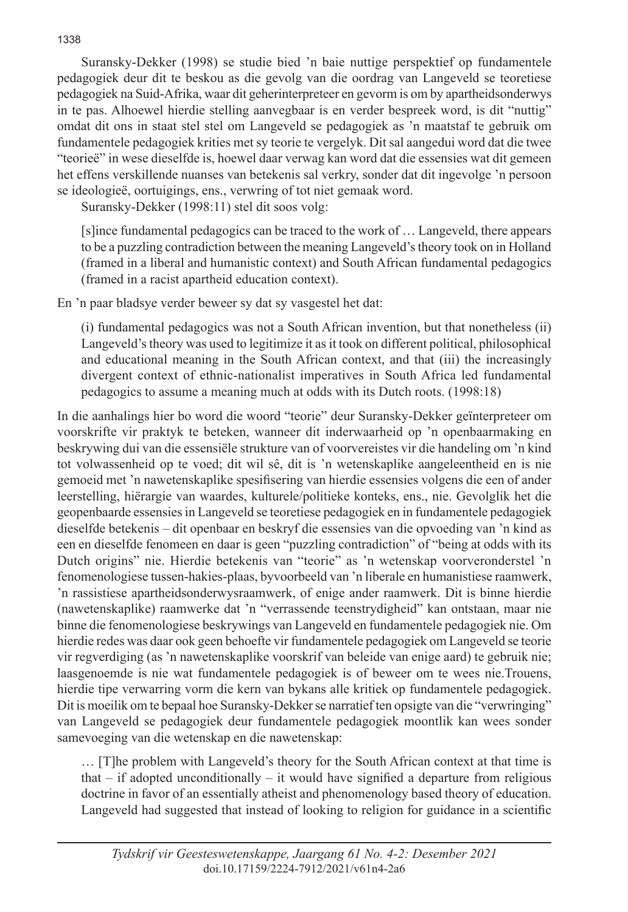Suransky-Dekker (1998) se studie bied 'n baie nuttige perspektief op fundamentele pedagogiek deur dit te beskou as die gevolg van die oordrag van Langeveld se teoretiese pedagogiek na Suid-Afrika, waar dit geherinterpreteer en gevorm is om by apartheidsonderwys in te pas. Alhoewel hierdie stelling aanvegbaar is en verder bespreek word, is dit "nuttig" omdat dit ons in staat stel stel om Langeveld se pedagogiek as 'n maatstaf te gebruik om fundamentele pedagogiek krities met sy teorie te vergelyk. Dit sal aangedui word dat die twee "teorieë" in wese dieselfde is, hoewel daar verwag kan word dat die essensies wat dit gemeen het effens verskillende nuanses van betekenis sal verkry, sonder dat dit ingevolge 'n persoon se ideologieë, oortuigings, ens., verwring of tot niet gemaak word.

Suransky-Dekker (1998:11) stel dit soos volg:

> [s]ince fundamental pedagogics can be traced to the work of … Langeveld, there appears to be a puzzling contradiction between the meaning Langeveld's theory took on in Holland (framed in a liberal and humanistic context) and South African fundamental pedagogics (framed in a racist apartheid education context).

En 'n paar bladsye verder beweer sy dat sy vasgestel het dat:

> (i) fundamental pedagogics was not a South African invention, but that nonetheless (ii) Langeveld's theory was used to legitimize it as it took on different political, philosophical and educational meaning in the South African context, and that (iii) the increasingly divergent context of ethnic-nationalist imperatives in South Africa led fundamental pedagogics to assume a meaning much at odds with its Dutch roots. (1998:18)

In die aanhalings hier bo word die woord "teorie" deur Suransky-Dekker geïnterpreteer om voorskrifte vir praktyk te beteken, wanneer dit inderwaarheid op 'n openbaarmaking en beskrywing dui van die essensiële strukture van of voorvereistes vir die handeling om 'n kind tot volwassenheid op te voed; dit wil sê, dit is 'n wetenskaplike aangeleentheid en is nie gemoeid met 'n nawetenskaplike spesifisering van hierdie essensies volgens die een of ander leerstelling, hiërargie van waardes, kulturele/politieke konteks, ens., nie. Gevolglik het die geopenbaarde essensies in Langeveld se teoretiese pedagogiek en in fundamentele pedagogiek dieselfde betekenis – dit openbaar en beskryf die essensies van die opvoeding van 'n kind as een en dieselfde fenomeen en daar is geen "puzzling contradiction" of "being at odds with its Dutch origins" nie. Hierdie betekenis van "teorie" as 'n wetenskap voorveronderstel 'n fenomenologiese tussen-hakies-plaas, byvoorbeeld van 'n liberale en humanistiese raamwerk, 'n rassistiese apartheidsonderwysraamwerk, of enige ander raamwerk. Dit is binne hierdie (nawetenskaplike) raamwerke dat 'n "verrassende teenstrydigheid" kan ontstaan, maar nie binne die fenomenologiese beskrywings van Langeveld en fundamentele pedagogiek nie. Om hierdie redes was daar ook geen behoefte vir fundamentele pedagogiek om Langeveld se teorie vir regverdiging (as 'n nawetenskaplike voorskrif van beleide van enige aard) te gebruik nie; laasgenoemde is nie wat fundamentele pedagogiek is of beweer om te wees nie.Trouens, hierdie tipe verwarring vorm die kern van bykans alle kritiek op fundamentele pedagogiek. Dit is moeilik om te bepaal hoe Suransky-Dekker se narratief ten opsigte van die "verwringing" van Langeveld se pedagogiek deur fundamentele pedagogiek moontlik kan wees sonder samevoeging van die wetenskap en die nawetenskap:

> … [T]he problem with Langeveld's theory for the South African context at that time is that – if adopted unconditionally – it would have signified a departure from religious doctrine in favor of an essentially atheist and phenomenology based theory of education. Langeveld had suggested that instead of looking to religion for guidance in a scientific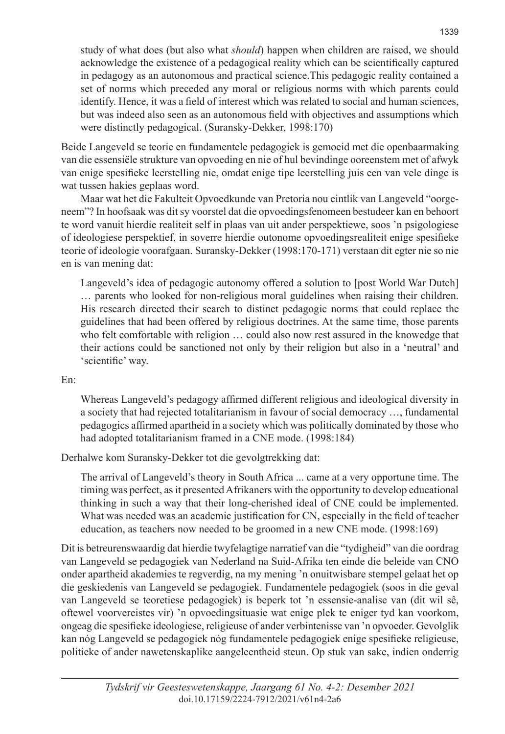> study of what does (but also what *should*) happen when children are raised, we should acknowledge the existence of a pedagogical reality which can be scientifically captured in pedagogy as an autonomous and practical science.This pedagogic reality contained a set of norms which preceded any moral or religious norms with which parents could identify. Hence, it was a field of interest which was related to social and human sciences, but was indeed also seen as an autonomous field with objectives and assumptions which were distinctly pedagogical. (Suransky-Dekker, 1998:170)

Beide Langeveld se teorie en fundamentele pedagogiek is gemoeid met die openbaarmaking van die essensiële strukture van opvoeding en nie of hul bevindinge ooreenstem met of afwyk van enige spesifieke leerstelling nie, omdat enige tipe leerstelling juis een van vele dinge is wat tussen hakies geplaas word.

Maar wat het die Fakulteit Opvoedkunde van Pretoria nou eintlik van Langeveld "oorgeneem"? In hoofsaak was dit sy voorstel dat die opvoedingsfenomeen bestudeer kan en behoort te word vanuit hierdie realiteit self in plaas van uit ander perspektiewe, soos 'n psigologiese of ideologiese perspektief, in soverre hierdie outonome opvoedingsrealiteit enige spesifieke teorie of ideologie voorafgaan. Suransky-Dekker (1998:170-171) verstaan dit egter nie so nie en is van mening dat:

> Langeveld's idea of pedagogic autonomy offered a solution to [post World War Dutch] … parents who looked for non-religious moral guidelines when raising their children. His research directed their search to distinct pedagogic norms that could replace the guidelines that had been offered by religious doctrines. At the same time, those parents who felt comfortable with religion … could also now rest assured in the knowedge that their actions could be sanctioned not only by their religion but also in a 'neutral' and 'scientific' way.

En:

> Whereas Langeveld's pedagogy affirmed different religious and ideological diversity in a society that had rejected totalitarianism in favour of social democracy …, fundamental pedagogics affirmed apartheid in a society which was politically dominated by those who had adopted totalitarianism framed in a CNE mode. (1998:184)

Derhalwe kom Suransky-Dekker tot die gevolgtrekking dat:

> The arrival of Langeveld's theory in South Africa ... came at a very opportune time. The timing was perfect, as it presented Afrikaners with the opportunity to develop educational thinking in such a way that their long-cherished ideal of CNE could be implemented. What was needed was an academic justification for CN, especially in the field of teacher education, as teachers now needed to be groomed in a new CNE mode. (1998:169)

Dit is betreurenswaardig dat hierdie twyfelagtige narratief van die "tydigheid" van die oordrag van Langeveld se pedagogiek van Nederland na Suid-Afrika ten einde die beleide van CNO onder apartheid akademies te regverdig, na my mening 'n onuitwisbare stempel gelaat het op die geskiedenis van Langeveld se pedagogiek. Fundamentele pedagogiek (soos in die geval van Langeveld se teoretiese pedagogiek) is beperk tot 'n essensie-analise van (dit wil sê, oftewel voorvereistes vir) 'n opvoedingsituasie wat enige plek te eniger tyd kan voorkom, ongeag die spesifieke ideologiese, religieuse of ander verbintenisse van 'n opvoeder. Gevolglik kan nóg Langeveld se pedagogiek nóg fundamentele pedagogiek enige spesifieke religieuse, politieke of ander nawetenskaplike aangeleentheid steun. Op stuk van sake, indien onderrig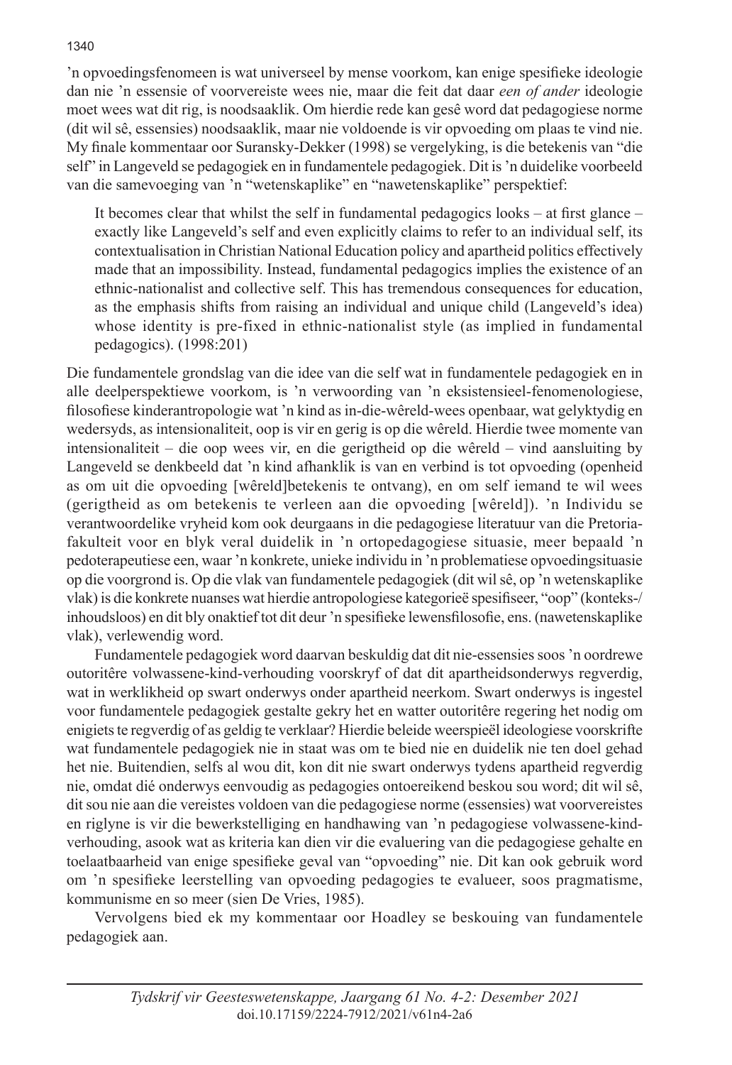'n opvoedingsfenomeen is wat universeel by mense voorkom, kan enige spesifieke ideologie dan nie 'n essensie of voorvereiste wees nie, maar die feit dat daar *een of ander* ideologie moet wees wat dit rig, is noodsaaklik. Om hierdie rede kan gesê word dat pedagogiese norme (dit wil sê, essensies) noodsaaklik, maar nie voldoende is vir opvoeding om plaas te vind nie. My finale kommentaar oor Suransky-Dekker (1998) se vergelyking, is die betekenis van "die self" in Langeveld se pedagogiek en in fundamentele pedagogiek. Dit is 'n duidelike voorbeeld van die samevoeging van 'n "wetenskaplike" en "nawetenskaplike" perspektief:

> It becomes clear that whilst the self in fundamental pedagogics looks – at first glance – exactly like Langeveld's self and even explicitly claims to refer to an individual self, its contextualisation in Christian National Education policy and apartheid politics effectively made that an impossibility. Instead, fundamental pedagogics implies the existence of an ethnic-nationalist and collective self. This has tremendous consequences for education, as the emphasis shifts from raising an individual and unique child (Langeveld's idea) whose identity is pre-fixed in ethnic-nationalist style (as implied in fundamental pedagogics). (1998:201)

Die fundamentele grondslag van die idee van die self wat in fundamentele pedagogiek en in alle deelperspektiewe voorkom, is 'n verwoording van 'n eksistensieel-fenomenologiese, filosofiese kinderantropologie wat 'n kind as in-die-wêreld-wees openbaar, wat gelyktydig en wedersyds, as intensionaliteit, oop is vir en gerig is op die wêreld. Hierdie twee momente van intensionaliteit – die oop wees vir, en die gerigtheid op die wêreld – vind aansluiting by Langeveld se denkbeeld dat 'n kind afhanklik is van en verbind is tot opvoeding (openheid as om uit die opvoeding [wêreld]betekenis te ontvang), en om self iemand te wil wees (gerigtheid as om betekenis te verleen aan die opvoeding [wêreld]). 'n Individu se verantwoordelike vryheid kom ook deurgaans in die pedagogiese literatuur van die Pretoria-fakulteit voor en blyk veral duidelik in 'n ortopedagogiese situasie, meer bepaald 'n pedoterapeutiese een, waar 'n konkrete, unieke individu in 'n problematiese opvoedingsituasie op die voorgrond is. Op die vlak van fundamentele pedagogiek (dit wil sê, op 'n wetenskaplike vlak) is die konkrete nuanses wat hierdie antropologiese kategorieë spesifiseer, "oop" (konteks-/inhoudsloos) en dit bly onaktief tot dit deur 'n spesifieke lewensfilosofie, ens. (nawetenskaplike vlak), verlewendig word.

Fundamentele pedagogiek word daarvan beskuldig dat dit nie-essensies soos 'n oordrewe outoritêre volwassene-kind-verhouding voorskryf of dat dit apartheidsonderwys regverdig, wat in werklikheid op swart onderwys onder apartheid neerkom. Swart onderwys is ingestel voor fundamentele pedagogiek gestalte gekry het en watter outoritêre regering het nodig om enigiets te regverdig of as geldig te verklaar? Hierdie beleide weerspieël ideologiese voorskrifte wat fundamentele pedagogiek nie in staat was om te bied nie en duidelik nie ten doel gehad het nie. Buitendien, selfs al wou dit, kon dit nie swart onderwys tydens apartheid regverdig nie, omdat dié onderwys eenvoudig as pedagogies ontoereikend beskou sou word; dit wil sê, dit sou nie aan die vereistes voldoen van die pedagogiese norme (essensies) wat voorvereistes en riglyne is vir die bewerkstelliging en handhawing van 'n pedagogiese volwassene-kind-verhouding, asook wat as kriteria kan dien vir die evaluering van die pedagogiese gehalte en toelaatbaarheid van enige spesifieke geval van "opvoeding" nie. Dit kan ook gebruik word om 'n spesifieke leerstelling van opvoeding pedagogies te evalueer, soos pragmatisme, kommunisme en so meer (sien De Vries, 1985).

Vervolgens bied ek my kommentaar oor Hoadley se beskouing van fundamentele pedagogiek aan.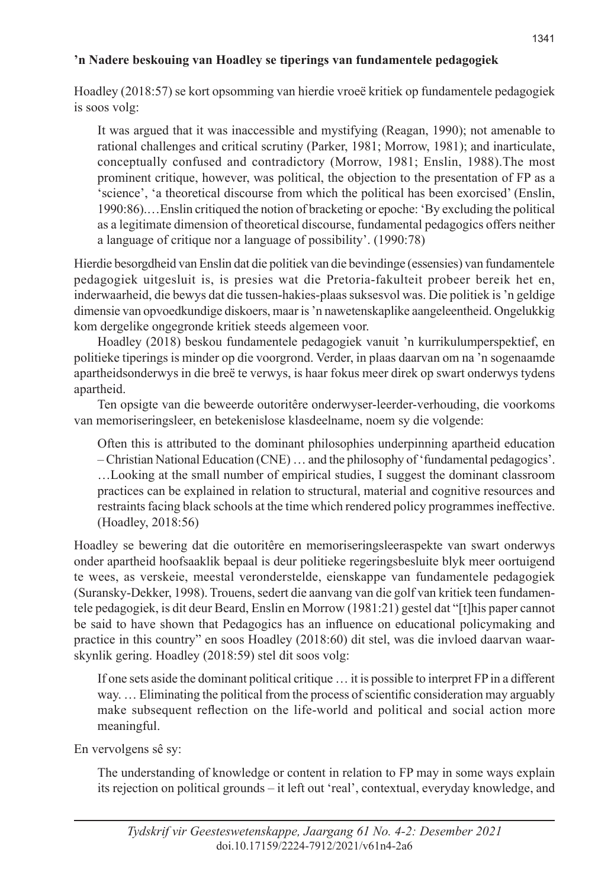**’n Nadere beskouing van Hoadley se tiperings van fundamentele pedagogiek**

Hoadley (2018:57) se kort opsomming van hierdie vroeë kritiek op fundamentele pedagogiek is soos volg:

> It was argued that it was inaccessible and mystifying (Reagan, 1990); not amenable to rational challenges and critical scrutiny (Parker, 1981; Morrow, 1981); and inarticulate, conceptually confused and contradictory (Morrow, 1981; Enslin, 1988).The most prominent critique, however, was political, the objection to the presentation of FP as a ‘science’, ‘a theoretical discourse from which the political has been exorcised’ (Enslin, 1990:86).…Enslin critiqued the notion of bracketing or epoche: ‘By excluding the political as a legitimate dimension of theoretical discourse, fundamental pedagogics offers neither a language of critique nor a language of possibility’. (1990:78)

Hierdie besorgdheid van Enslin dat die politiek van die bevindinge (essensies) van fundamentele pedagogiek uitgesluit is, is presies wat die Pretoria-fakulteit probeer bereik het en, inderwaarheid, die bewys dat die tussen-hakies-plaas suksesvol was. Die politiek is ’n geldige dimensie van opvoedkundige diskoers, maar is ’n nawetenskaplike aangeleentheid. Ongelukkig kom dergelike ongegronde kritiek steeds algemeen voor.

Hoadley (2018) beskou fundamentele pedagogiek vanuit ’n kurrikulumperspektief, en politieke tiperings is minder op die voorgrond. Verder, in plaas daarvan om na ’n sogenaamde apartheidsonderwys in die breë te verwys, is haar fokus meer direk op swart onderwys tydens apartheid.

Ten opsigte van die beweerde outoritêre onderwyser-leerder-verhouding, die voorkoms van memoriseringsleer, en betekenislose klasdeelname, noem sy die volgende:

> Often this is attributed to the dominant philosophies underpinning apartheid education – Christian National Education (CNE) … and the philosophy of ‘fundamental pedagogics’. …Looking at the small number of empirical studies, I suggest the dominant classroom practices can be explained in relation to structural, material and cognitive resources and restraints facing black schools at the time which rendered policy programmes ineffective. (Hoadley, 2018:56)

Hoadley se bewering dat die outoritêre en memoriseringsleeraspekte van swart onderwys onder apartheid hoofsaaklik bepaal is deur politieke regeringsbesluite blyk meer oortuigend te wees, as verskeie, meestal veronderstelde, eienskappe van fundamentele pedagogiek (Suransky-Dekker, 1998). Trouens, sedert die aanvang van die golf van kritiek teen fundamentele pedagogiek, is dit deur Beard, Enslin en Morrow (1981:21) gestel dat “[t]his paper cannot be said to have shown that Pedagogics has an influence on educational policymaking and practice in this country” en soos Hoadley (2018:60) dit stel, was die invloed daarvan waarskynlik gering. Hoadley (2018:59) stel dit soos volg:

> If one sets aside the dominant political critique … it is possible to interpret FP in a different way. … Eliminating the political from the process of scientific consideration may arguably make subsequent reflection on the life-world and political and social action more meaningful.

En vervolgens sê sy:

> The understanding of knowledge or content in relation to FP may in some ways explain its rejection on political grounds – it left out ‘real’, contextual, everyday knowledge, and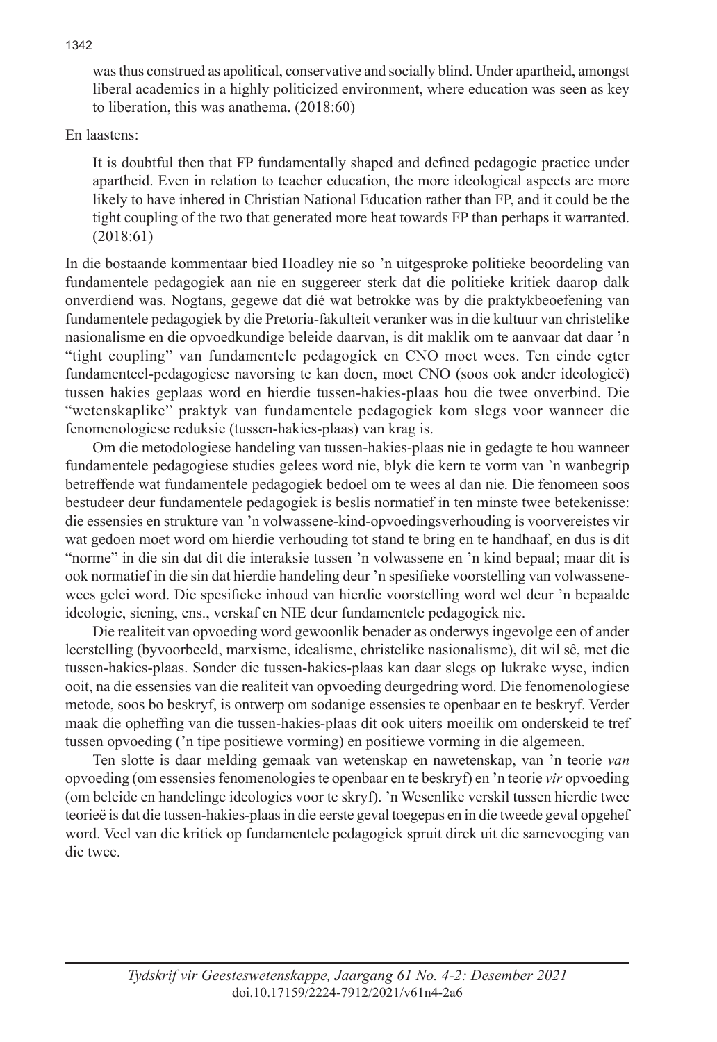> was thus construed as apolitical, conservative and socially blind. Under apartheid, amongst liberal academics in a highly politicized environment, where education was seen as key to liberation, this was anathema. (2018:60)

En laastens:

> It is doubtful then that FP fundamentally shaped and defined pedagogic practice under apartheid. Even in relation to teacher education, the more ideological aspects are more likely to have inhered in Christian National Education rather than FP, and it could be the tight coupling of the two that generated more heat towards FP than perhaps it warranted. (2018:61)

In die bostaande kommentaar bied Hoadley nie so 'n uitgesproke politieke beoordeling van fundamentele pedagogiek aan nie en suggereer sterk dat die politieke kritiek daarop dalk onverdiend was. Nogtans, gegewe dat dié wat betrokke was by die praktykbeoefening van fundamentele pedagogiek by die Pretoria-fakulteit veranker was in die kultuur van christelike nasionalisme en die opvoedkundige beleide daarvan, is dit maklik om te aanvaar dat daar 'n "tight coupling" van fundamentele pedagogiek en CNO moet wees. Ten einde egter fundamenteel-pedagogiese navorsing te kan doen, moet CNO (soos ook ander ideologieë) tussen hakies geplaas word en hierdie tussen-hakies-plaas hou die twee onverbind. Die "wetenskaplike" praktyk van fundamentele pedagogiek kom slegs voor wanneer die fenomenologiese reduksie (tussen-hakies-plaas) van krag is.

Om die metodologiese handeling van tussen-hakies-plaas nie in gedagte te hou wanneer fundamentele pedagogiese studies gelees word nie, blyk die kern te vorm van 'n wanbegrip betreffende wat fundamentele pedagogiek bedoel om te wees al dan nie. Die fenomeen soos bestudeer deur fundamentele pedagogiek is beslis normatief in ten minste twee betekenisse: die essensies en strukture van 'n volwassene-kind-opvoedingsverhouding is voorvereistes vir wat gedoen moet word om hierdie verhouding tot stand te bring en te handhaaf, en dus is dit "norme" in die sin dat dit die interaksie tussen 'n volwassene en 'n kind bepaal; maar dit is ook normatief in die sin dat hierdie handeling deur 'n spesifieke voorstelling van volwassene-wees gelei word. Die spesifieke inhoud van hierdie voorstelling word wel deur 'n bepaalde ideologie, siening, ens., verskaf en NIE deur fundamentele pedagogiek nie.

Die realiteit van opvoeding word gewoonlik benader as onderwys ingevolge een of ander leerstelling (byvoorbeeld, marxisme, idealisme, christelike nasionalisme), dit wil sê, met die tussen-hakies-plaas. Sonder die tussen-hakies-plaas kan daar slegs op lukrake wyse, indien ooit, na die essensies van die realiteit van opvoeding deurgedring word. Die fenomenologiese metode, soos bo beskryf, is ontwerp om sodanige essensies te openbaar en te beskryf. Verder maak die opheffing van die tussen-hakies-plaas dit ook uiters moeilik om onderskeid te tref tussen opvoeding ('n tipe positiewe vorming) en positiewe vorming in die algemeen.

Ten slotte is daar melding gemaak van wetenskap en nawetenskap, van 'n teorie *van* opvoeding (om essensies fenomenologies te openbaar en te beskryf) en 'n teorie *vir* opvoeding (om beleide en handelinge ideologies voor te skryf). 'n Wesenlike verskil tussen hierdie twee teorieë is dat die tussen-hakies-plaas in die eerste geval toegepas en in die tweede geval opgehef word. Veel van die kritiek op fundamentele pedagogiek spruit direk uit die samevoeging van die twee.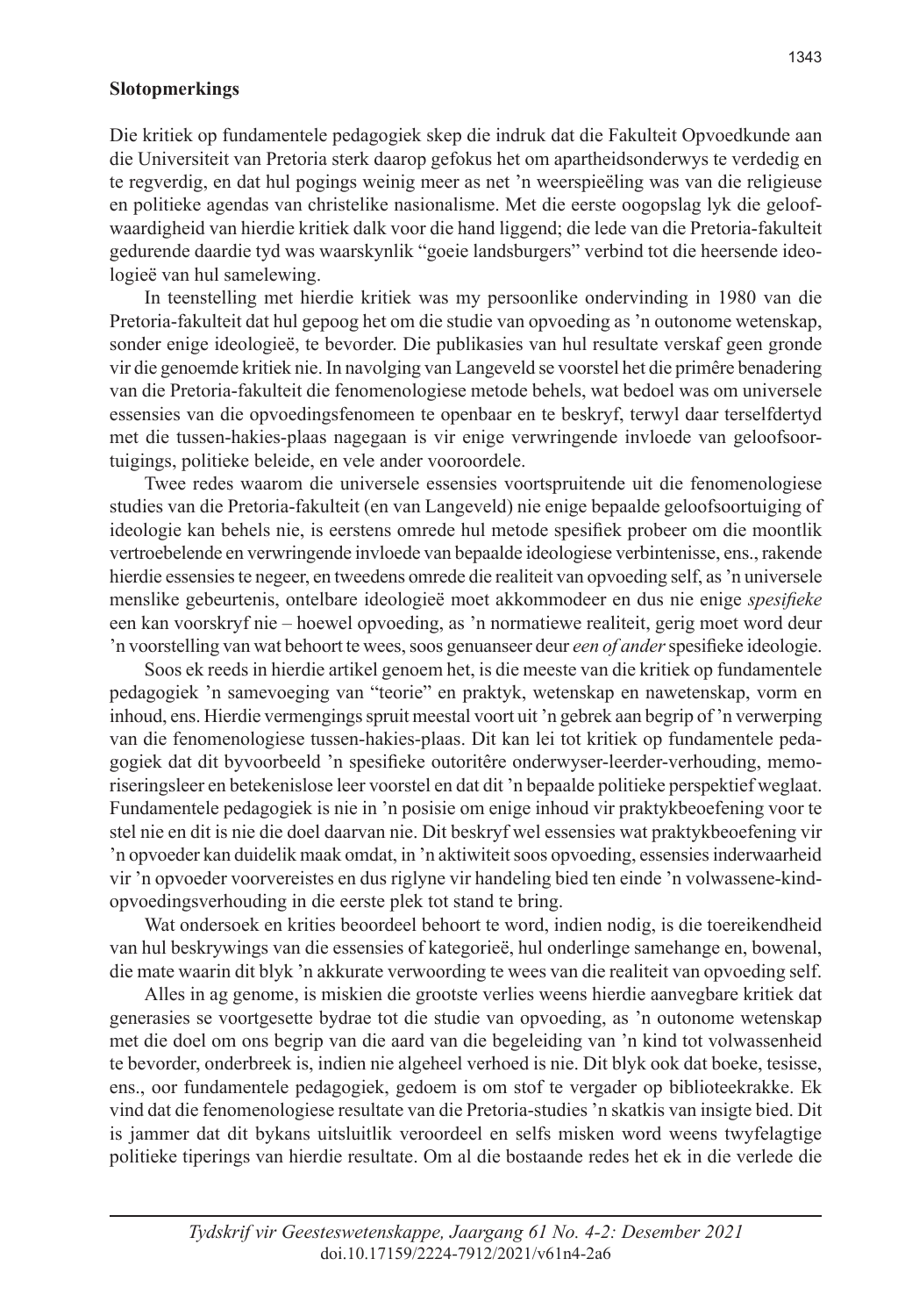**Slotopmerkings**

Die kritiek op fundamentele pedagogiek skep die indruk dat die Fakulteit Opvoedkunde aan die Universiteit van Pretoria sterk daarop gefokus het om apartheidsonderwys te verdedig en te regverdig, en dat hul pogings weinig meer as net 'n weerspieëling was van die religieuse en politieke agendas van christelike nasionalisme. Met die eerste oogopslag lyk die geloofwaardigheid van hierdie kritiek dalk voor die hand liggend; die lede van die Pretoria-fakulteit gedurende daardie tyd was waarskynlik "goeie landsburgers" verbind tot die heersende ideologieë van hul samelewing.

In teenstelling met hierdie kritiek was my persoonlike ondervinding in 1980 van die Pretoria-fakulteit dat hul gepoog het om die studie van opvoeding as 'n outonome wetenskap, sonder enige ideologieë, te bevorder. Die publikasies van hul resultate verskaf geen gronde vir die genoemde kritiek nie. In navolging van Langeveld se voorstel het die primêre benadering van die Pretoria-fakulteit die fenomenologiese metode behels, wat bedoel was om universele essensies van die opvoedingsfenomeen te openbaar en te beskryf, terwyl daar terselfdertyd met die tussen-hakies-plaas nagegaan is vir enige verwringende invloede van geloofsoortuigings, politieke beleide, en vele ander vooroordele.

Twee redes waarom die universele essensies voortspruitende uit die fenomenologiese studies van die Pretoria-fakulteit (en van Langeveld) nie enige bepaalde geloofsoortuiging of ideologie kan behels nie, is eerstens omrede hul metode spesifiek probeer om die moontlik vertroebelende en verwringende invloede van bepaalde ideologiese verbintenisse, ens., rakende hierdie essensies te negeer, en tweedens omrede die realiteit van opvoeding self, as 'n universele menslike gebeurtenis, ontelbare ideologieë moet akkommodeer en dus nie enige *spesifieke* een kan voorskryf nie – hoewel opvoeding, as 'n normatiewe realiteit, gerig moet word deur 'n voorstelling van wat behoort te wees, soos genuanseer deur *een of ander* spesifieke ideologie.

Soos ek reeds in hierdie artikel genoem het, is die meeste van die kritiek op fundamentele pedagogiek 'n samevoeging van "teorie" en praktyk, wetenskap en nawetenskap, vorm en inhoud, ens. Hierdie vermengings spruit meestal voort uit 'n gebrek aan begrip of 'n verwerping van die fenomenologiese tussen-hakies-plaas. Dit kan lei tot kritiek op fundamentele pedagogiek dat dit byvoorbeeld 'n spesifieke outoritêre onderwyser-leerder-verhouding, memoriseringsleer en betekenislose leer voorstel en dat dit 'n bepaalde politieke perspektief weglaat. Fundamentele pedagogiek is nie in 'n posisie om enige inhoud vir praktykbeoefening voor te stel nie en dit is nie die doel daarvan nie. Dit beskryf wel essensies wat praktykbeoefening vir 'n opvoeder kan duidelik maak omdat, in 'n aktiwiteit soos opvoeding, essensies inderwaarheid vir 'n opvoeder voorvereistes en dus riglyne vir handeling bied ten einde 'n volwassene-kind-opvoedingsverhouding in die eerste plek tot stand te bring.

Wat ondersoek en krities beoordeel behoort te word, indien nodig, is die toereikendheid van hul beskrywings van die essensies of kategorieë, hul onderlinge samehange en, bowenal, die mate waarin dit blyk 'n akkurate verwoording te wees van die realiteit van opvoeding self.

Alles in ag genome, is miskien die grootste verlies weens hierdie aanvegbare kritiek dat generasies se voortgesette bydrae tot die studie van opvoeding, as 'n outonome wetenskap met die doel om ons begrip van die aard van die begeleiding van 'n kind tot volwassenheid te bevorder, onderbreek is, indien nie algeheel verhoed is nie. Dit blyk ook dat boeke, tesisse, ens., oor fundamentele pedagogiek, gedoem is om stof te vergader op biblioteekrakke. Ek vind dat die fenomenologiese resultate van die Pretoria-studies 'n skatkis van insigte bied. Dit is jammer dat dit bykans uitsluitlik veroordeel en selfs misken word weens twyfelagtige politieke tiperings van hierdie resultate. Om al die bostaande redes het ek in die verlede die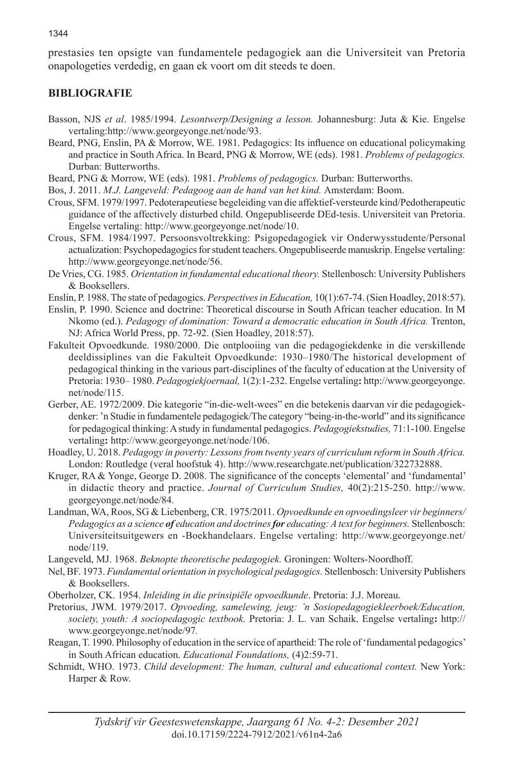prestasies ten opsigte van fundamentele pedagogiek aan die Universiteit van Pretoria onapologeties verdedig, en gaan ek voort om dit steeds te doen.

## BIBLIOGRAFIE

Basson, NJS *et al*. 1985/1994. *Lesontwerp/Designing a lesson.* Johannesburg: Juta & Kie. Engelse vertaling:http://www.georgeyonge.net/node/93.

Beard, PNG, Enslin, PA & Morrow, WE. 1981. Pedagogics: Its influence on educational policymaking and practice in South Africa. In Beard, PNG & Morrow, WE (eds). 1981. *Problems of pedagogics.* Durban: Butterworths.

Beard, PNG & Morrow, WE (eds). 1981. *Problems of pedagogics.* Durban: Butterworths.

Bos, J. 2011. *M.J. Langeveld: Pedagoog aan de hand van het kind.* Amsterdam: Boom.

Crous, SFM. 1979/1997. Pedoterapeutiese begeleiding van die affektief-versteurde kind/Pedotherapeutic guidance of the affectively disturbed child. Ongepubliseerde DEd-tesis. Universiteit van Pretoria. Engelse vertaling: http://www.georgeyonge.net/node/10.

Crous, SFM. 1984/1997. Persoonsvoltrekking: Psigopedagogiek vir Onderwysstudente/Personal actualization: Psychopedagogics for student teachers. Ongepubliseerde manuskrip. Engelse vertaling: http://www.georgeyonge.net/node/56.

De Vries, CG. 1985. *Orientation in fundamental educational theory.* Stellenbosch: University Publishers & Booksellers.

Enslin, P. 1988. The state of pedagogics. *Perspectives in Education,* 10(1):67-74. (Sien Hoadley, 2018:57).

Enslin, P. 1990. Science and doctrine: Theoretical discourse in South African teacher education. In M Nkomo (ed.). *Pedagogy of domination: Toward a democratic education in South Africa.* Trenton, NJ: Africa World Press, pp. 72-92. (Sien Hoadley, 2018:57).

Fakulteit Opvoedkunde. 1980/2000. Die ontplooiing van die pedagogiekdenke in die verskillende deeldissiplines van die Fakulteit Opvoedkunde: 1930–1980/The historical development of pedagogical thinking in the various part-disciplines of the faculty of education at the University of Pretoria: 1930– 1980. *Pedagogiekjoernaal,* 1(2):1-232. Engelse vertaling**:** http://www.georgeyonge.net/node/115.

Gerber, AE. 1972/2009. Die kategorie "in-die-welt-wees" en die betekenis daarvan vir die pedagogiekdenker: 'n Studie in fundamentele pedagogiek/The category "being-in-the-world" and its significance for pedagogical thinking: A study in fundamental pedagogics. *Pedagogiekstudies,* 71:1-100. Engelse vertaling**:** http://www.georgeyonge.net/node/106.

Hoadley, U. 2018. *Pedagogy in poverty: Lessons from twenty years of curriculum reform in South Africa.* London: Routledge (veral hoofstuk 4). http://www.researchgate.net/publication/322732888.

Kruger, RA & Yonge, George D. 2008. The significance of the concepts 'elemental' and 'fundamental' in didactic theory and practice. *Journal of Curriculum Studies,* 40(2):215-250. http://www.georgeyonge.net/node/84.

Landman, WA, Roos, SG & Liebenberg, CR. 1975/2011. *Opvoedkunde en opvoedingsleer vir beginners/Pedagogics as a science **of** education and doctrines **for** educating: A text for beginners.* Stellenbosch: Universiteitsuitgewers en -Boekhandelaars. Engelse vertaling: http://www.georgeyonge.net/node/119.

Langeveld, MJ. 1968. *Beknopte theoretische pedagogiek.* Groningen: Wolters-Noordhoff.

Nel, BF. 1973. *Fundamental orientation in psychological pedagogics.* Stellenbosch: University Publishers & Booksellers.

Oberholzer, CK. 1954. *Inleiding in die prinsipiële opvoedkunde*. Pretoria: J.J. Moreau.

Pretorius, JWM. 1979/2017. *Opvoeding, samelewing, jeug: 'n Sosiopedagogiekleerboek/Education, society, youth: A sociopedagogic textbook.* Pretoria: J. L. van Schaik. Engelse vertaling**:** http://www.georgeyonge.net/node/97*.*

Reagan, T. 1990. Philosophy of education in the service of apartheid: The role of 'fundamental pedagogics' in South African education. *Educational Foundations,* (4)2:59-71.

Schmidt, WHO. 1973. *Child development: The human, cultural and educational context.* New York: Harper & Row.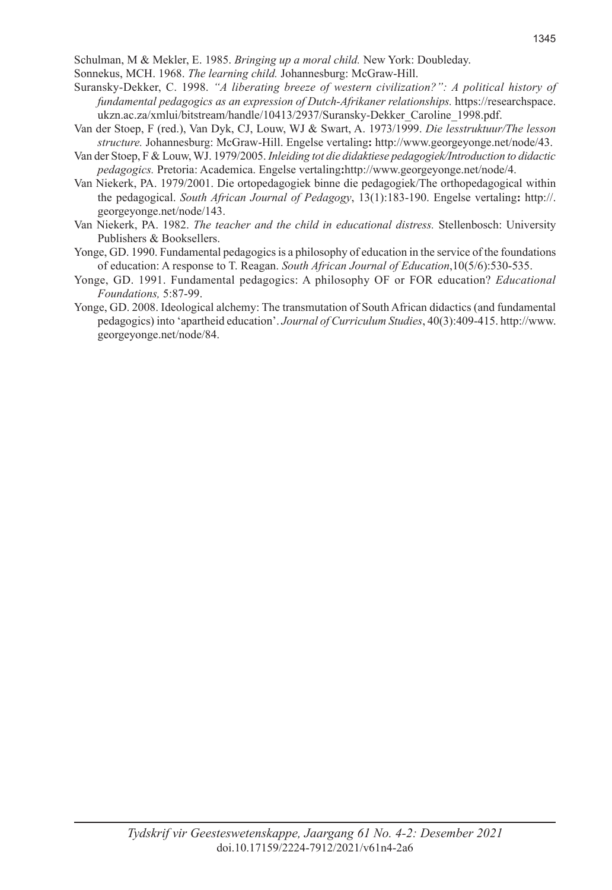Schulman, M & Mekler, E. 1985. *Bringing up a moral child.* New York: Doubleday.

Sonnekus, MCH. 1968. *The learning child.* Johannesburg: McGraw-Hill.

Suransky-Dekker, C. 1998. *"A liberating breeze of western civilization?": A political history of fundamental pedagogics as an expression of Dutch-Afrikaner relationships.* https://researchspace.ukzn.ac.za/xmlui/bitstream/handle/10413/2937/Suransky-Dekker_Caroline_1998.pdf.

Van der Stoep, F (red.), Van Dyk, CJ, Louw, WJ & Swart, A. 1973/1999. *Die lesstruktuur/The lesson structure.* Johannesburg: McGraw-Hill. Engelse vertaling**:** http://www.georgeyonge.net/node/43.

Van der Stoep, F & Louw, WJ. 1979/2005. *Inleiding tot die didaktiese pedagogiek/Introduction to didactic pedagogics.* Pretoria: Academica. Engelse vertaling**:**http://www.georgeyonge.net/node/4.

Van Niekerk, PA. 1979/2001. Die ortopedagogiek binne die pedagogiek/The orthopedagogical within the pedagogical. *South African Journal of Pedagogy*, 13(1):183-190. Engelse vertaling**:** http://.georgeyonge.net/node/143.

Van Niekerk, PA. 1982. *The teacher and the child in educational distress.* Stellenbosch: University Publishers & Booksellers.

Yonge, GD. 1990. Fundamental pedagogics is a philosophy of education in the service of the foundations of education: A response to T. Reagan. *South African Journal of Education*,10(5/6):530-535.

Yonge, GD. 1991. Fundamental pedagogics: A philosophy OF or FOR education? *Educational Foundations,* 5:87-99.

Yonge, GD. 2008. Ideological alchemy: The transmutation of South African didactics (and fundamental pedagogics) into 'apartheid education'. *Journal of Curriculum Studies*, 40(3):409-415. http://www.georgeyonge.net/node/84.